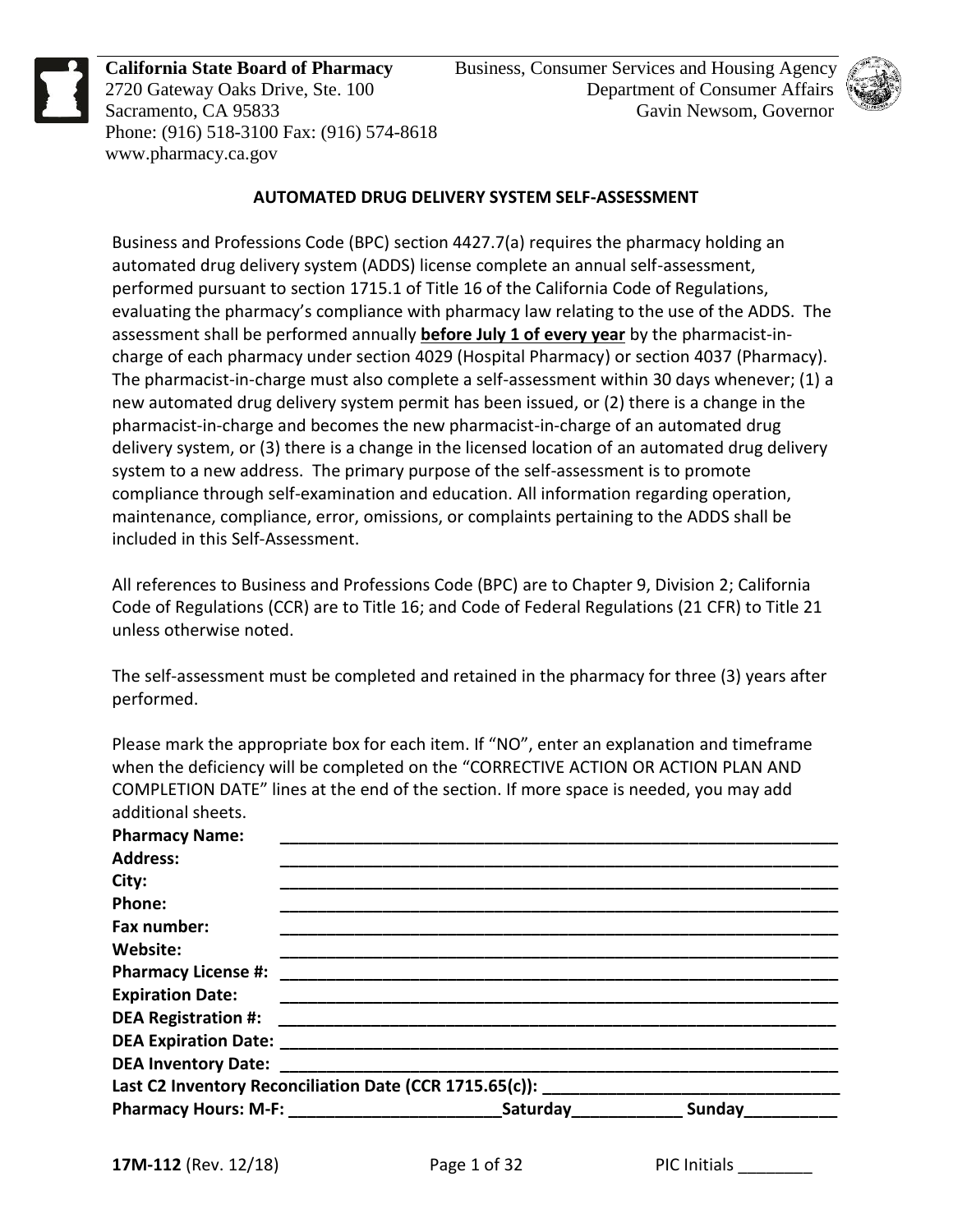**California State Board of Pharmacy**
2720 Gateway Oaks Drive, Ste. 100
Sacramento, CA 95833
Phone: (916) 518-3100 Fax: (916) 574-8618
www.pharmacy.ca.gov

Business, Consumer Services and Housing Agency
Department of Consumer Affairs
Gavin Newsom, Governor

# AUTOMATED DRUG DELIVERY SYSTEM SELF-ASSESSMENT

Business and Professions Code (BPC) section 4427.7(a) requires the pharmacy holding an automated drug delivery system (ADDS) license complete an annual self-assessment, performed pursuant to section 1715.1 of Title 16 of the California Code of Regulations, evaluating the pharmacy's compliance with pharmacy law relating to the use of the ADDS. The assessment shall be performed annually **before July 1 of every year** by the pharmacist-in-charge of each pharmacy under section 4029 (Hospital Pharmacy) or section 4037 (Pharmacy). The pharmacist-in-charge must also complete a self-assessment within 30 days whenever; (1) a new automated drug delivery system permit has been issued, or (2) there is a change in the pharmacist-in-charge and becomes the new pharmacist-in-charge of an automated drug delivery system, or (3) there is a change in the licensed location of an automated drug delivery system to a new address. The primary purpose of the self-assessment is to promote compliance through self-examination and education. All information regarding operation, maintenance, compliance, error, omissions, or complaints pertaining to the ADDS shall be included in this Self-Assessment.

All references to Business and Professions Code (BPC) are to Chapter 9, Division 2; California Code of Regulations (CCR) are to Title 16; and Code of Federal Regulations (21 CFR) to Title 21 unless otherwise noted.

The self-assessment must be completed and retained in the pharmacy for three (3) years after performed.

Please mark the appropriate box for each item. If "NO", enter an explanation and timeframe when the deficiency will be completed on the "CORRECTIVE ACTION OR ACTION PLAN AND COMPLETION DATE" lines at the end of the section. If more space is needed, you may add additional sheets.

**Pharmacy Name:** ______________________________

**Address:** ______________________________

**City:** ______________________________

**Phone:** ______________________________

**Fax number:** ______________________________

**Website:** ______________________________

**Pharmacy License #:** ______________________________

**Expiration Date:** ______________________________

**DEA Registration #:** ______________________________

**DEA Expiration Date:** ______________________________

**DEA Inventory Date:** ______________________________

**Last C2 Inventory Reconciliation Date (CCR 1715.65(c)):** ______________________________

**Pharmacy Hours: M-F:** ____________ **Saturday** ____________ **Sunday** ____________

**17M-112** (Rev. 12/18) PIC Initials ________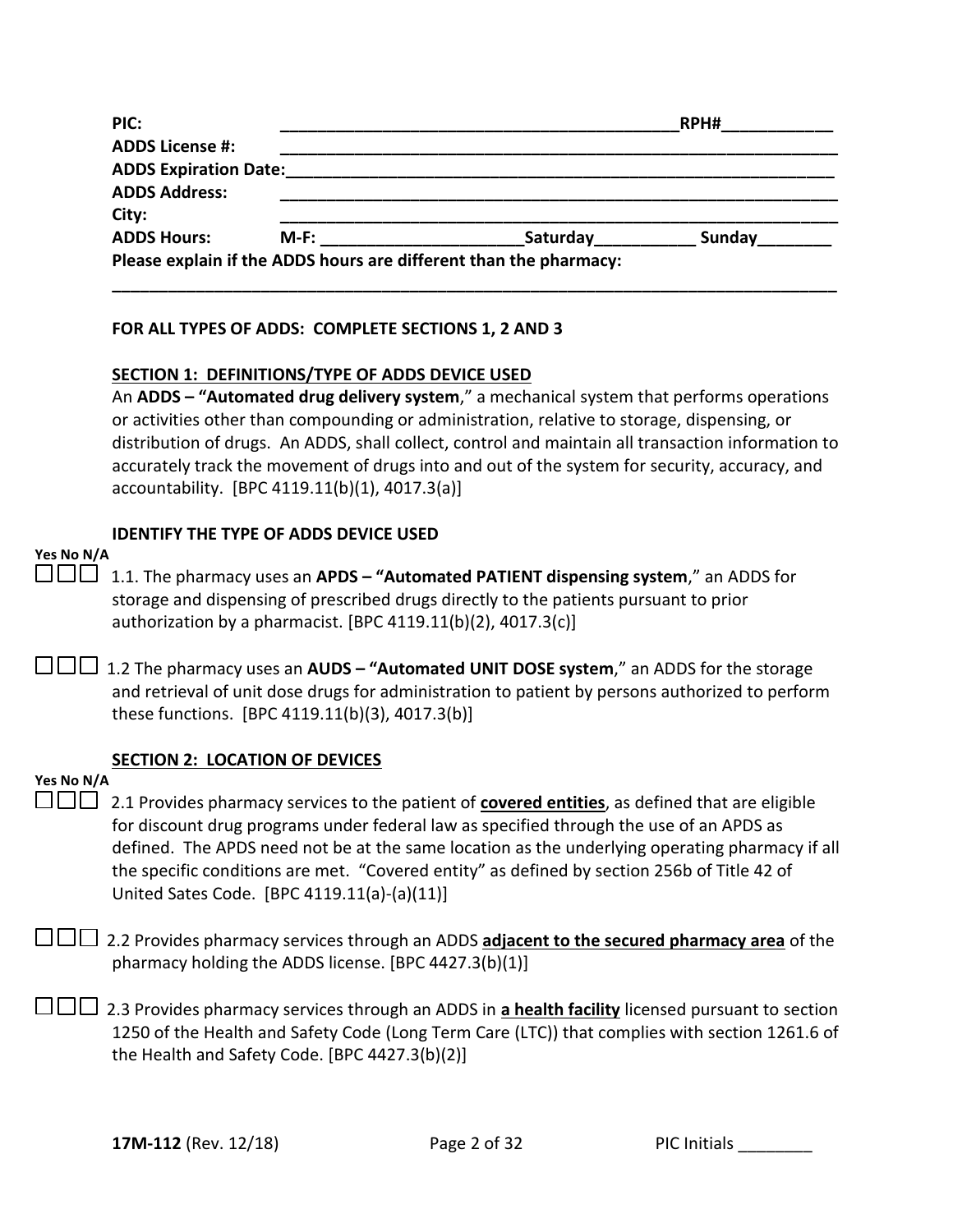**PIC:** _____________________________________________ **RPH#** ____________

**ADDS License #:** _______________________________________________________________

**ADDS Expiration Date:** __________________________________________________________

**ADDS Address:** _________________________________________________________________

**City:** _________________________________________________________________________

**ADDS Hours:** **M-F:** ______________________ **Saturday** ___________ **Sunday** ________

**Please explain if the ADDS hours are different than the pharmacy:**

___________________________________________________________________________________

**FOR ALL TYPES OF ADDS: COMPLETE SECTIONS 1, 2 AND 3**

**SECTION 1: DEFINITIONS/TYPE OF ADDS DEVICE USED**

An **ADDS – "Automated drug delivery system**," a mechanical system that performs operations or activities other than compounding or administration, relative to storage, dispensing, or distribution of drugs. An ADDS, shall collect, control and maintain all transaction information to accurately track the movement of drugs into and out of the system for security, accuracy, and accountability. [BPC 4119.11(b)(1), 4017.3(a)]

**IDENTIFY THE TYPE OF ADDS DEVICE USED**

**Yes No N/A**

☐ ☐ ☐ 1.1. The pharmacy uses an **APDS – "Automated PATIENT dispensing system**," an ADDS for storage and dispensing of prescribed drugs directly to the patients pursuant to prior authorization by a pharmacist. [BPC 4119.11(b)(2), 4017.3(c)]

☐ ☐ ☐ 1.2 The pharmacy uses an **AUDS – "Automated UNIT DOSE system**," an ADDS for the storage and retrieval of unit dose drugs for administration to patient by persons authorized to perform these functions. [BPC 4119.11(b)(3), 4017.3(b)]

**SECTION 2: LOCATION OF DEVICES**

**Yes No N/A**

☐ ☐ ☐ 2.1 Provides pharmacy services to the patient of **covered entities**, as defined that are eligible for discount drug programs under federal law as specified through the use of an APDS as defined. The APDS need not be at the same location as the underlying operating pharmacy if all the specific conditions are met. "Covered entity" as defined by section 256b of Title 42 of United Sates Code. [BPC 4119.11(a)-(a)(11)]

☐ ☐ ☐ 2.2 Provides pharmacy services through an ADDS **adjacent to the secured pharmacy area** of the pharmacy holding the ADDS license. [BPC 4427.3(b)(1)]

☐ ☐ ☐ 2.3 Provides pharmacy services through an ADDS in **a health facility** licensed pursuant to section 1250 of the Health and Safety Code (Long Term Care (LTC)) that complies with section 1261.6 of the Health and Safety Code. [BPC 4427.3(b)(2)]

**17M-112** (Rev. 12/18) PIC Initials ________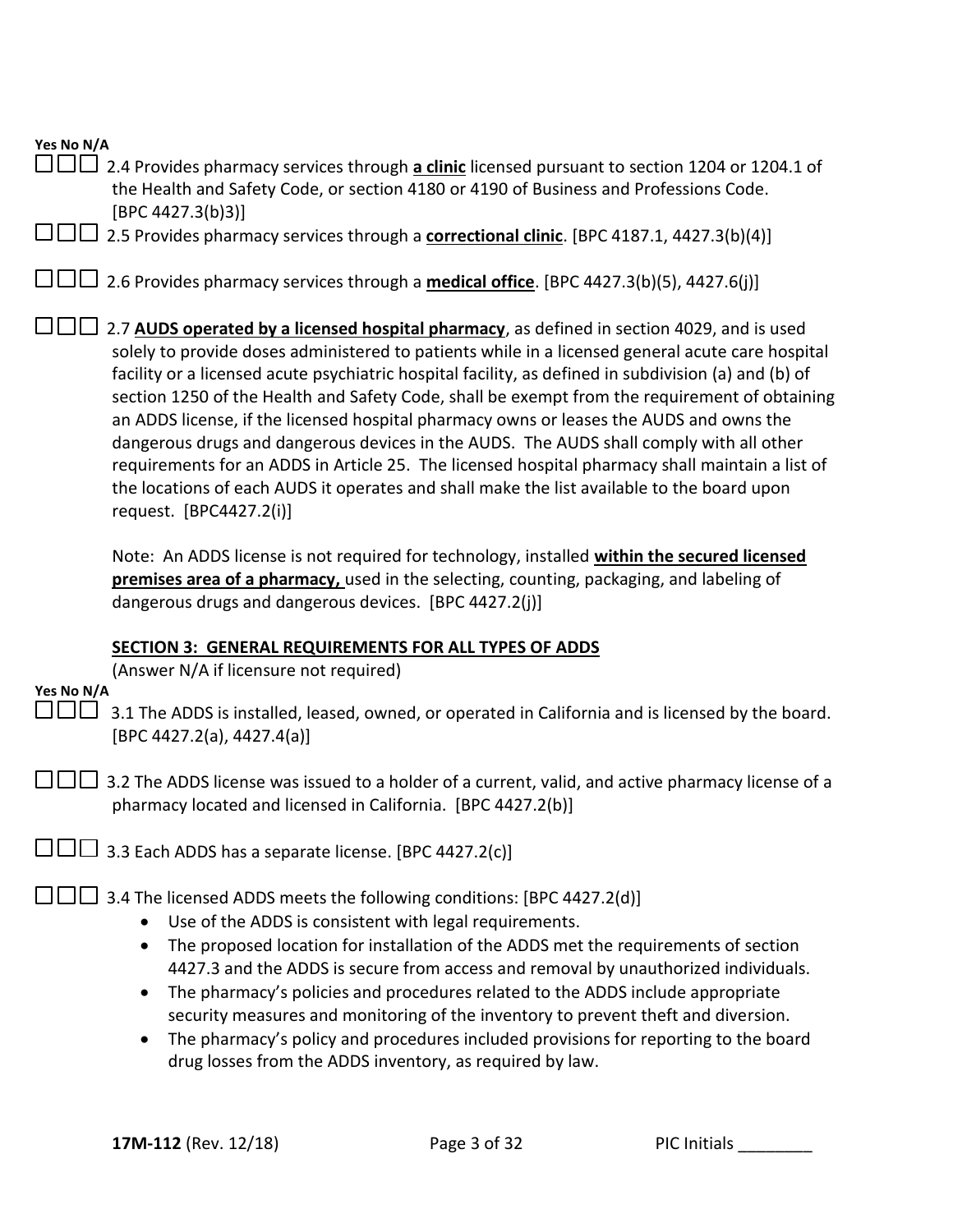**Yes No N/A**

☐☐☐ 2.4 Provides pharmacy services through **a clinic** licensed pursuant to section 1204 or 1204.1 of the Health and Safety Code, or section 4180 or 4190 of Business and Professions Code. [BPC 4427.3(b)3)]

☐☐☐ 2.5 Provides pharmacy services through a **correctional clinic**. [BPC 4187.1, 4427.3(b)(4)]

☐☐☐ 2.6 Provides pharmacy services through a **medical office**. [BPC 4427.3(b)(5), 4427.6(j)]

☐☐☐ 2.7 **AUDS operated by a licensed hospital pharmacy**, as defined in section 4029, and is used solely to provide doses administered to patients while in a licensed general acute care hospital facility or a licensed acute psychiatric hospital facility, as defined in subdivision (a) and (b) of section 1250 of the Health and Safety Code, shall be exempt from the requirement of obtaining an ADDS license, if the licensed hospital pharmacy owns or leases the AUDS and owns the dangerous drugs and dangerous devices in the AUDS. The AUDS shall comply with all other requirements for an ADDS in Article 25. The licensed hospital pharmacy shall maintain a list of the locations of each AUDS it operates and shall make the list available to the board upon request. [BPC4427.2(i)]

Note: An ADDS license is not required for technology, installed **within the secured licensed premises area of a pharmacy,** used in the selecting, counting, packaging, and labeling of dangerous drugs and dangerous devices. [BPC 4427.2(j)]

## SECTION 3: GENERAL REQUIREMENTS FOR ALL TYPES OF ADDS

(Answer N/A if licensure not required)

**Yes No N/A**

☐☐☐ 3.1 The ADDS is installed, leased, owned, or operated in California and is licensed by the board. [BPC 4427.2(a), 4427.4(a)]

☐☐☐ 3.2 The ADDS license was issued to a holder of a current, valid, and active pharmacy license of a pharmacy located and licensed in California. [BPC 4427.2(b)]

☐☐☐ 3.3 Each ADDS has a separate license. [BPC 4427.2(c)]

☐☐☐ 3.4 The licensed ADDS meets the following conditions: [BPC 4427.2(d)]

- Use of the ADDS is consistent with legal requirements.
- The proposed location for installation of the ADDS met the requirements of section 4427.3 and the ADDS is secure from access and removal by unauthorized individuals.
- The pharmacy's policies and procedures related to the ADDS include appropriate security measures and monitoring of the inventory to prevent theft and diversion.
- The pharmacy's policy and procedures included provisions for reporting to the board drug losses from the ADDS inventory, as required by law.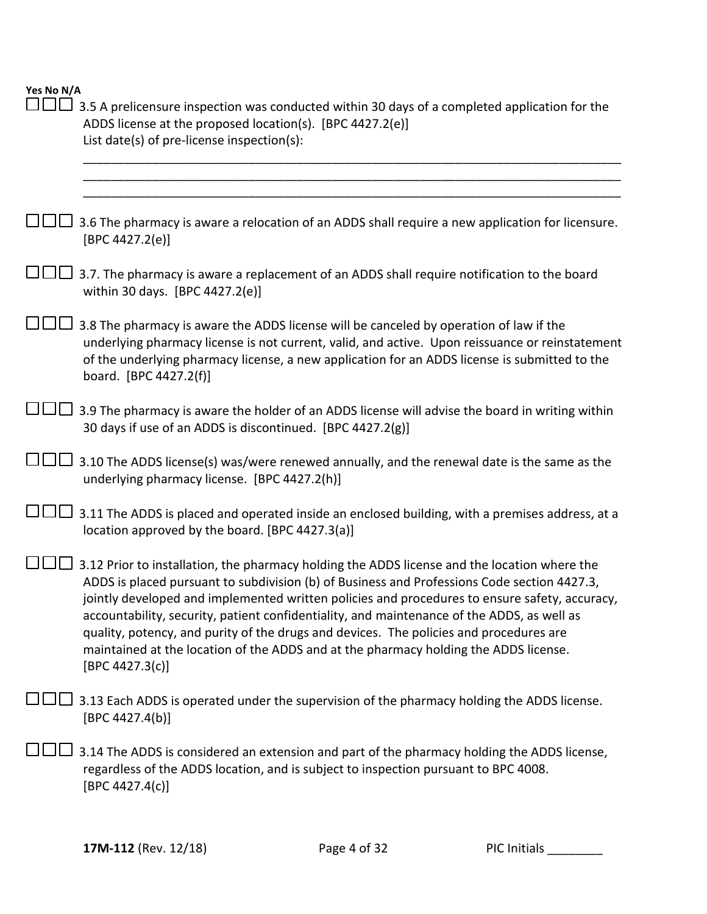**Yes No N/A**

☐☐☐ 3.5 A prelicensure inspection was conducted within 30 days of a completed application for the ADDS license at the proposed location(s). [BPC 4427.2(e)]
List date(s) of pre-license inspection(s):

______________________________________________________________________________
______________________________________________________________________________
______________________________________________________________________________

☐☐☐ 3.6 The pharmacy is aware a relocation of an ADDS shall require a new application for licensure. [BPC 4427.2(e)]

☐☐☐ 3.7. The pharmacy is aware a replacement of an ADDS shall require notification to the board within 30 days. [BPC 4427.2(e)]

☐☐☐ 3.8 The pharmacy is aware the ADDS license will be canceled by operation of law if the underlying pharmacy license is not current, valid, and active. Upon reissuance or reinstatement of the underlying pharmacy license, a new application for an ADDS license is submitted to the board. [BPC 4427.2(f)]

☐☐☐ 3.9 The pharmacy is aware the holder of an ADDS license will advise the board in writing within 30 days if use of an ADDS is discontinued. [BPC 4427.2(g)]

☐☐☐ 3.10 The ADDS license(s) was/were renewed annually, and the renewal date is the same as the underlying pharmacy license. [BPC 4427.2(h)]

☐☐☐ 3.11 The ADDS is placed and operated inside an enclosed building, with a premises address, at a location approved by the board. [BPC 4427.3(a)]

☐☐☐ 3.12 Prior to installation, the pharmacy holding the ADDS license and the location where the ADDS is placed pursuant to subdivision (b) of Business and Professions Code section 4427.3, jointly developed and implemented written policies and procedures to ensure safety, accuracy, accountability, security, patient confidentiality, and maintenance of the ADDS, as well as quality, potency, and purity of the drugs and devices. The policies and procedures are maintained at the location of the ADDS and at the pharmacy holding the ADDS license. [BPC 4427.3(c)]

☐☐☐ 3.13 Each ADDS is operated under the supervision of the pharmacy holding the ADDS license. [BPC 4427.4(b)]

☐☐☐ 3.14 The ADDS is considered an extension and part of the pharmacy holding the ADDS license, regardless of the ADDS location, and is subject to inspection pursuant to BPC 4008. [BPC 4427.4(c)]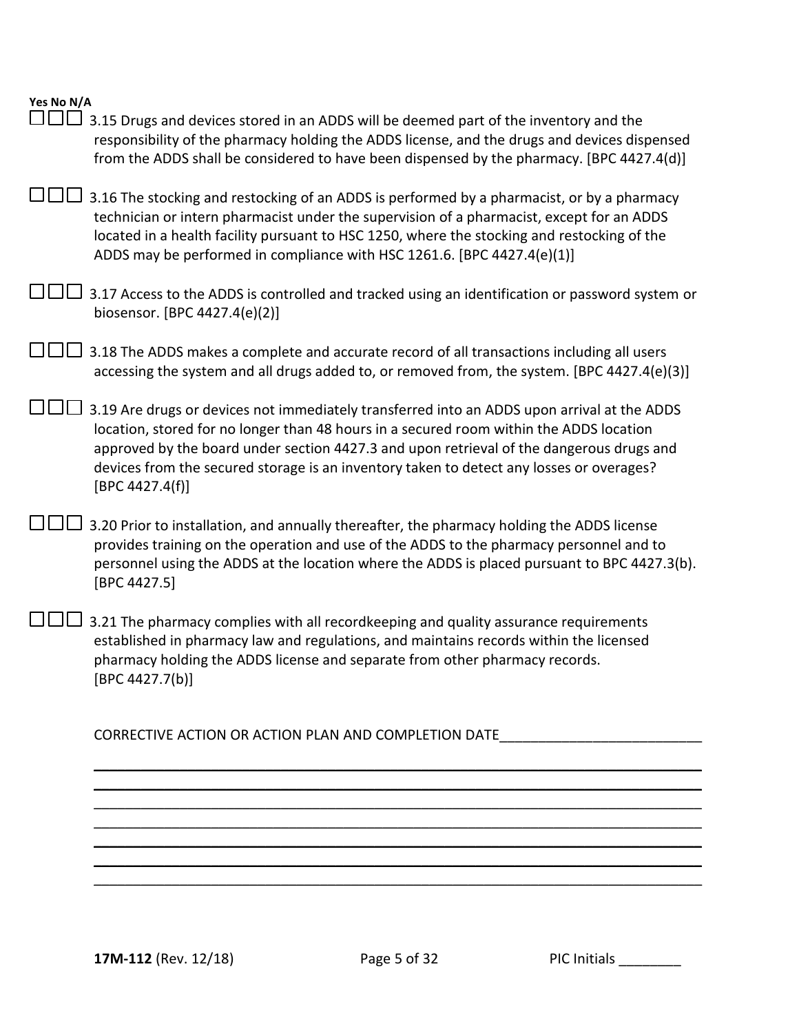**Yes No N/A**

☐☐☐ 3.15 Drugs and devices stored in an ADDS will be deemed part of the inventory and the responsibility of the pharmacy holding the ADDS license, and the drugs and devices dispensed from the ADDS shall be considered to have been dispensed by the pharmacy. [BPC 4427.4(d)]

☐☐☐ 3.16 The stocking and restocking of an ADDS is performed by a pharmacist, or by a pharmacy technician or intern pharmacist under the supervision of a pharmacist, except for an ADDS located in a health facility pursuant to HSC 1250, where the stocking and restocking of the ADDS may be performed in compliance with HSC 1261.6. [BPC 4427.4(e)(1)]

☐☐☐ 3.17 Access to the ADDS is controlled and tracked using an identification or password system or biosensor. [BPC 4427.4(e)(2)]

☐☐☐ 3.18 The ADDS makes a complete and accurate record of all transactions including all users accessing the system and all drugs added to, or removed from, the system. [BPC 4427.4(e)(3)]

☐☐☐ 3.19 Are drugs or devices not immediately transferred into an ADDS upon arrival at the ADDS location, stored for no longer than 48 hours in a secured room within the ADDS location approved by the board under section 4427.3 and upon retrieval of the dangerous drugs and devices from the secured storage is an inventory taken to detect any losses or overages? [BPC 4427.4(f)]

☐☐☐ 3.20 Prior to installation, and annually thereafter, the pharmacy holding the ADDS license provides training on the operation and use of the ADDS to the pharmacy personnel and to personnel using the ADDS at the location where the ADDS is placed pursuant to BPC 4427.3(b). [BPC 4427.5]

☐☐☐ 3.21 The pharmacy complies with all recordkeeping and quality assurance requirements established in pharmacy law and regulations, and maintains records within the licensed pharmacy holding the ADDS license and separate from other pharmacy records. [BPC 4427.7(b)]

CORRECTIVE ACTION OR ACTION PLAN AND COMPLETION DATE___________________________

_____________________________________________________________________________
_____________________________________________________________________________
_____________________________________________________________________________
_____________________________________________________________________________
_____________________________________________________________________________
_____________________________________________________________________________
_____________________________________________________________________________

**17M-112** (Rev. 12/18) PIC Initials ________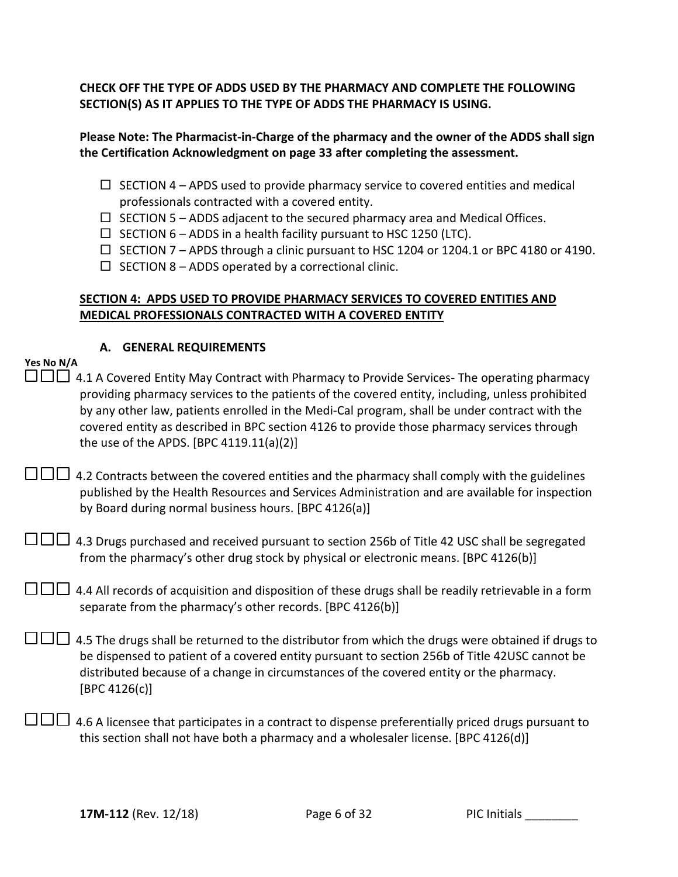**CHECK OFF THE TYPE OF ADDS USED BY THE PHARMACY AND COMPLETE THE FOLLOWING SECTION(S) AS IT APPLIES TO THE TYPE OF ADDS THE PHARMACY IS USING.**

**Please Note: The Pharmacist-in-Charge of the pharmacy and the owner of the ADDS shall sign the Certification Acknowledgment on page 33 after completing the assessment.**

- ☐ SECTION 4 – APDS used to provide pharmacy service to covered entities and medical professionals contracted with a covered entity.
- ☐ SECTION 5 – ADDS adjacent to the secured pharmacy area and Medical Offices.
- ☐ SECTION 6 – ADDS in a health facility pursuant to HSC 1250 (LTC).
- ☐ SECTION 7 – APDS through a clinic pursuant to HSC 1204 or 1204.1 or BPC 4180 or 4190.
- ☐ SECTION 8 – ADDS operated by a correctional clinic.

## SECTION 4: APDS USED TO PROVIDE PHARMACY SERVICES TO COVERED ENTITIES AND MEDICAL PROFESSIONALS CONTRACTED WITH A COVERED ENTITY

### A. GENERAL REQUIREMENTS

**Yes No N/A**

☐☐☐ 4.1 A Covered Entity May Contract with Pharmacy to Provide Services- The operating pharmacy providing pharmacy services to the patients of the covered entity, including, unless prohibited by any other law, patients enrolled in the Medi-Cal program, shall be under contract with the covered entity as described in BPC section 4126 to provide those pharmacy services through the use of the APDS. [BPC 4119.11(a)(2)]

☐☐☐ 4.2 Contracts between the covered entities and the pharmacy shall comply with the guidelines published by the Health Resources and Services Administration and are available for inspection by Board during normal business hours. [BPC 4126(a)]

☐☐☐ 4.3 Drugs purchased and received pursuant to section 256b of Title 42 USC shall be segregated from the pharmacy's other drug stock by physical or electronic means. [BPC 4126(b)]

☐☐☐ 4.4 All records of acquisition and disposition of these drugs shall be readily retrievable in a form separate from the pharmacy's other records. [BPC 4126(b)]

☐☐☐ 4.5 The drugs shall be returned to the distributor from which the drugs were obtained if drugs to be dispensed to patient of a covered entity pursuant to section 256b of Title 42USC cannot be distributed because of a change in circumstances of the covered entity or the pharmacy. [BPC 4126(c)]

☐☐☐ 4.6 A licensee that participates in a contract to dispense preferentially priced drugs pursuant to this section shall not have both a pharmacy and a wholesaler license. [BPC 4126(d)]

**17M-112** (Rev. 12/18) PIC Initials ________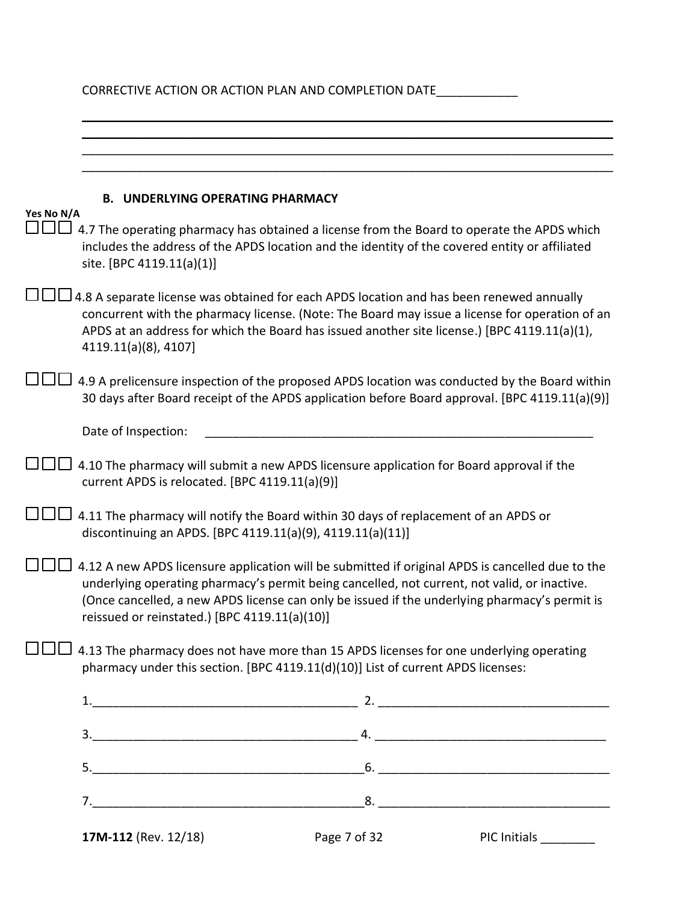CORRECTIVE ACTION OR ACTION PLAN AND COMPLETION DATE____________

________________________________________________________________________________
________________________________________________________________________________
________________________________________________________________________________
________________________________________________________________________________

### B. UNDERLYING OPERATING PHARMACY

**Yes No N/A**

☐☐☐ 4.7 The operating pharmacy has obtained a license from the Board to operate the APDS which includes the address of the APDS location and the identity of the covered entity or affiliated site. [BPC 4119.11(a)(1)]

☐☐☐ 4.8 A separate license was obtained for each APDS location and has been renewed annually concurrent with the pharmacy license. (Note: The Board may issue a license for operation of an APDS at an address for which the Board has issued another site license.) [BPC 4119.11(a)(1), 4119.11(a)(8), 4107]

☐☐☐ 4.9 A prelicensure inspection of the proposed APDS location was conducted by the Board within 30 days after Board receipt of the APDS application before Board approval. [BPC 4119.11(a)(9)]

Date of Inspection: ____________________________________________________________

☐☐☐ 4.10 The pharmacy will submit a new APDS licensure application for Board approval if the current APDS is relocated. [BPC 4119.11(a)(9)]

☐☐☐ 4.11 The pharmacy will notify the Board within 30 days of replacement of an APDS or discontinuing an APDS. [BPC 4119.11(a)(9), 4119.11(a)(11)]

☐☐☐ 4.12 A new APDS licensure application will be submitted if original APDS is cancelled due to the underlying operating pharmacy's permit being cancelled, not current, not valid, or inactive. (Once cancelled, a new APDS license can only be issued if the underlying pharmacy's permit is reissued or reinstated.) [BPC 4119.11(a)(10)]

☐☐☐ 4.13 The pharmacy does not have more than 15 APDS licenses for one underlying operating pharmacy under this section. [BPC 4119.11(d)(10)] List of current APDS licenses:

1.______________________________________ 2. __________________________________

3.______________________________________ 4. __________________________________

5.______________________________________6. __________________________________

7.______________________________________8. __________________________________

PIC Initials ________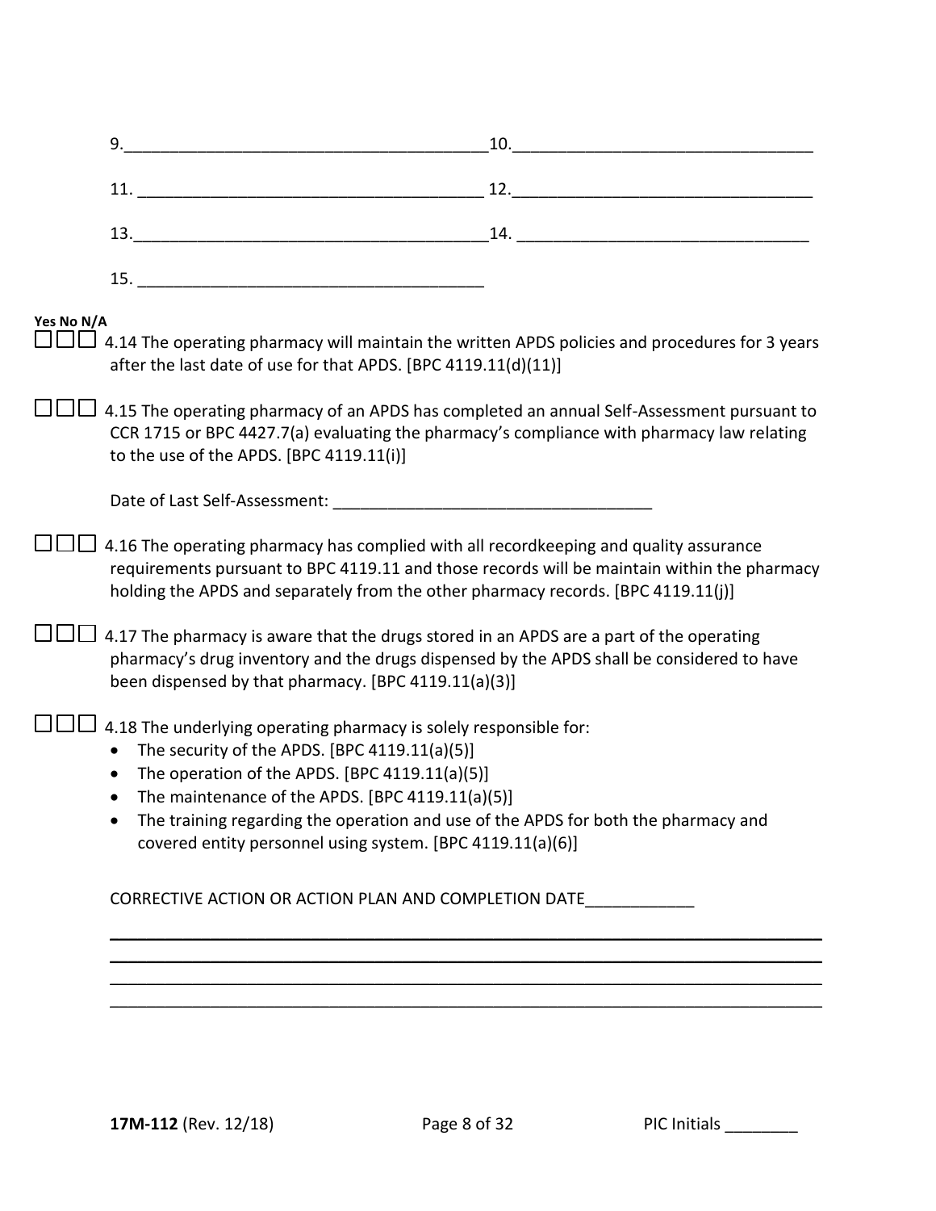9.______________________________________ 10.________________________________

11. ______________________________________ 12.________________________________

13.______________________________________ 14. ________________________________

15. ______________________________________

**Yes No N/A**

☐☐☐ 4.14 The operating pharmacy will maintain the written APDS policies and procedures for 3 years after the last date of use for that APDS. [BPC 4119.11(d)(11)]

☐☐☐ 4.15 The operating pharmacy of an APDS has completed an annual Self-Assessment pursuant to CCR 1715 or BPC 4427.7(a) evaluating the pharmacy's compliance with pharmacy law relating to the use of the APDS. [BPC 4119.11(i)]

Date of Last Self-Assessment: ___________________________________

☐☐☐ 4.16 The operating pharmacy has complied with all recordkeeping and quality assurance requirements pursuant to BPC 4119.11 and those records will be maintain within the pharmacy holding the APDS and separately from the other pharmacy records. [BPC 4119.11(j)]

☐☐☐ 4.17 The pharmacy is aware that the drugs stored in an APDS are a part of the operating pharmacy's drug inventory and the drugs dispensed by the APDS shall be considered to have been dispensed by that pharmacy. [BPC 4119.11(a)(3)]

☐☐☐ 4.18 The underlying operating pharmacy is solely responsible for:

- The security of the APDS. [BPC 4119.11(a)(5)]
- The operation of the APDS. [BPC 4119.11(a)(5)]
- The maintenance of the APDS. [BPC 4119.11(a)(5)]
- The training regarding the operation and use of the APDS for both the pharmacy and covered entity personnel using system. [BPC 4119.11(a)(6)]

CORRECTIVE ACTION OR ACTION PLAN AND COMPLETION DATE____________

_______________________________________________________________________________

_______________________________________________________________________________

_______________________________________________________________________________

_______________________________________________________________________________

**17M-112** (Rev. 12/18) PIC Initials ________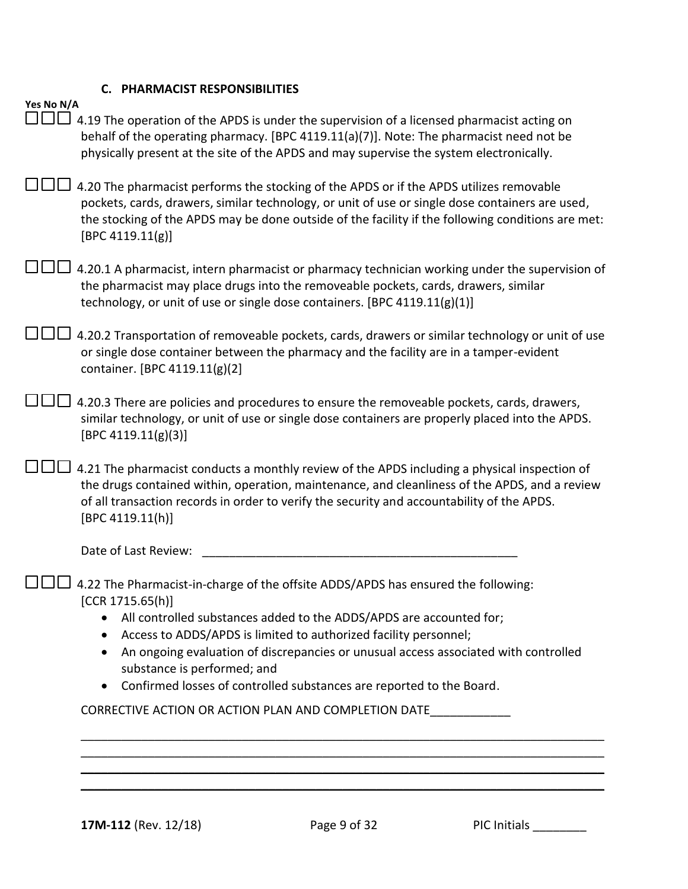### C. PHARMACIST RESPONSIBILITIES

**Yes No N/A**

☐☐☐ 4.19 The operation of the APDS is under the supervision of a licensed pharmacist acting on behalf of the operating pharmacy. [BPC 4119.11(a)(7)]. Note: The pharmacist need not be physically present at the site of the APDS and may supervise the system electronically.

☐☐☐ 4.20 The pharmacist performs the stocking of the APDS or if the APDS utilizes removable pockets, cards, drawers, similar technology, or unit of use or single dose containers are used, the stocking of the APDS may be done outside of the facility if the following conditions are met: [BPC 4119.11(g)]

☐☐☐ 4.20.1 A pharmacist, intern pharmacist or pharmacy technician working under the supervision of the pharmacist may place drugs into the removeable pockets, cards, drawers, similar technology, or unit of use or single dose containers. [BPC 4119.11(g)(1)]

☐☐☐ 4.20.2 Transportation of removeable pockets, cards, drawers or similar technology or unit of use or single dose container between the pharmacy and the facility are in a tamper-evident container. [BPC 4119.11(g)(2]

☐☐☐ 4.20.3 There are policies and procedures to ensure the removeable pockets, cards, drawers, similar technology, or unit of use or single dose containers are properly placed into the APDS. [BPC 4119.11(g)(3)]

☐☐☐ 4.21 The pharmacist conducts a monthly review of the APDS including a physical inspection of the drugs contained within, operation, maintenance, and cleanliness of the APDS, and a review of all transaction records in order to verify the security and accountability of the APDS. [BPC 4119.11(h)]

Date of Last Review: ________________________________________________

☐☐☐ 4.22 The Pharmacist-in-charge of the offsite ADDS/APDS has ensured the following: [CCR 1715.65(h)]

- All controlled substances added to the ADDS/APDS are accounted for;
- Access to ADDS/APDS is limited to authorized facility personnel;
- An ongoing evaluation of discrepancies or unusual access associated with controlled substance is performed; and
- Confirmed losses of controlled substances are reported to the Board.

CORRECTIVE ACTION OR ACTION PLAN AND COMPLETION DATE____________

________________________________________________________________________________

________________________________________________________________________________

________________________________________________________________________________

________________________________________________________________________________

**17M-112** (Rev. 12/18) PIC Initials ________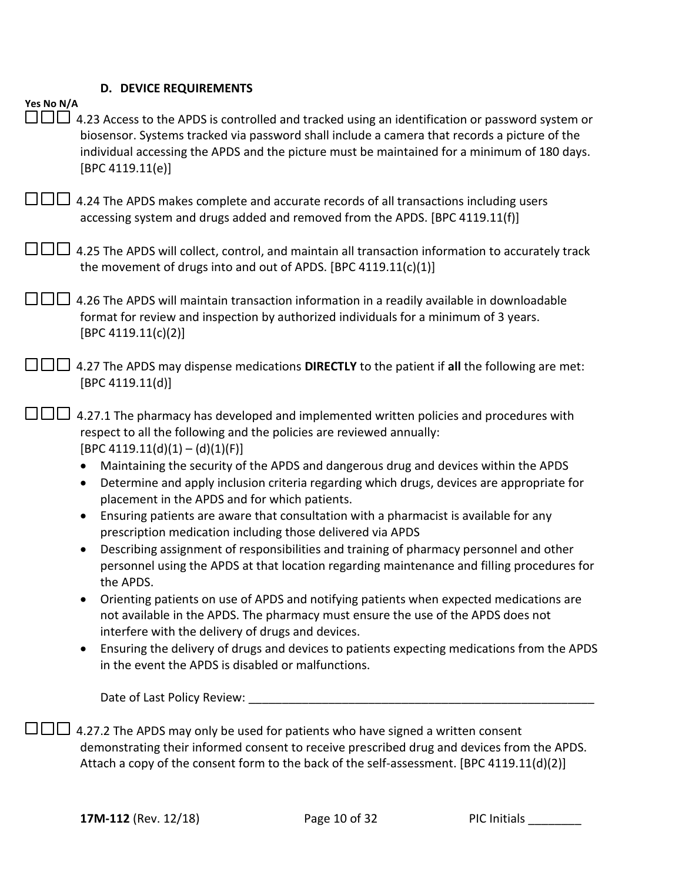### D. DEVICE REQUIREMENTS

**Yes No N/A**

☐☐☐ 4.23 Access to the APDS is controlled and tracked using an identification or password system or biosensor. Systems tracked via password shall include a camera that records a picture of the individual accessing the APDS and the picture must be maintained for a minimum of 180 days. [BPC 4119.11(e)]

☐☐☐ 4.24 The APDS makes complete and accurate records of all transactions including users accessing system and drugs added and removed from the APDS. [BPC 4119.11(f)]

☐☐☐ 4.25 The APDS will collect, control, and maintain all transaction information to accurately track the movement of drugs into and out of APDS. [BPC 4119.11(c)(1)]

☐☐☐ 4.26 The APDS will maintain transaction information in a readily available in downloadable format for review and inspection by authorized individuals for a minimum of 3 years. [BPC 4119.11(c)(2)]

☐☐☐ 4.27 The APDS may dispense medications **DIRECTLY** to the patient if **all** the following are met: [BPC 4119.11(d)]

☐☐☐ 4.27.1 The pharmacy has developed and implemented written policies and procedures with respect to all the following and the policies are reviewed annually: [BPC 4119.11(d)(1) – (d)(1)(F)]

- Maintaining the security of the APDS and dangerous drug and devices within the APDS
- Determine and apply inclusion criteria regarding which drugs, devices are appropriate for placement in the APDS and for which patients.
- Ensuring patients are aware that consultation with a pharmacist is available for any prescription medication including those delivered via APDS
- Describing assignment of responsibilities and training of pharmacy personnel and other personnel using the APDS at that location regarding maintenance and filling procedures for the APDS.
- Orienting patients on use of APDS and notifying patients when expected medications are not available in the APDS. The pharmacy must ensure the use of the APDS does not interfere with the delivery of drugs and devices.
- Ensuring the delivery of drugs and devices to patients expecting medications from the APDS in the event the APDS is disabled or malfunctions.

Date of Last Policy Review: ______________________________________________________

☐☐☐ 4.27.2 The APDS may only be used for patients who have signed a written consent demonstrating their informed consent to receive prescribed drug and devices from the APDS. Attach a copy of the consent form to the back of the self-assessment. [BPC 4119.11(d)(2)]

**17M-112** (Rev. 12/18) PIC Initials ________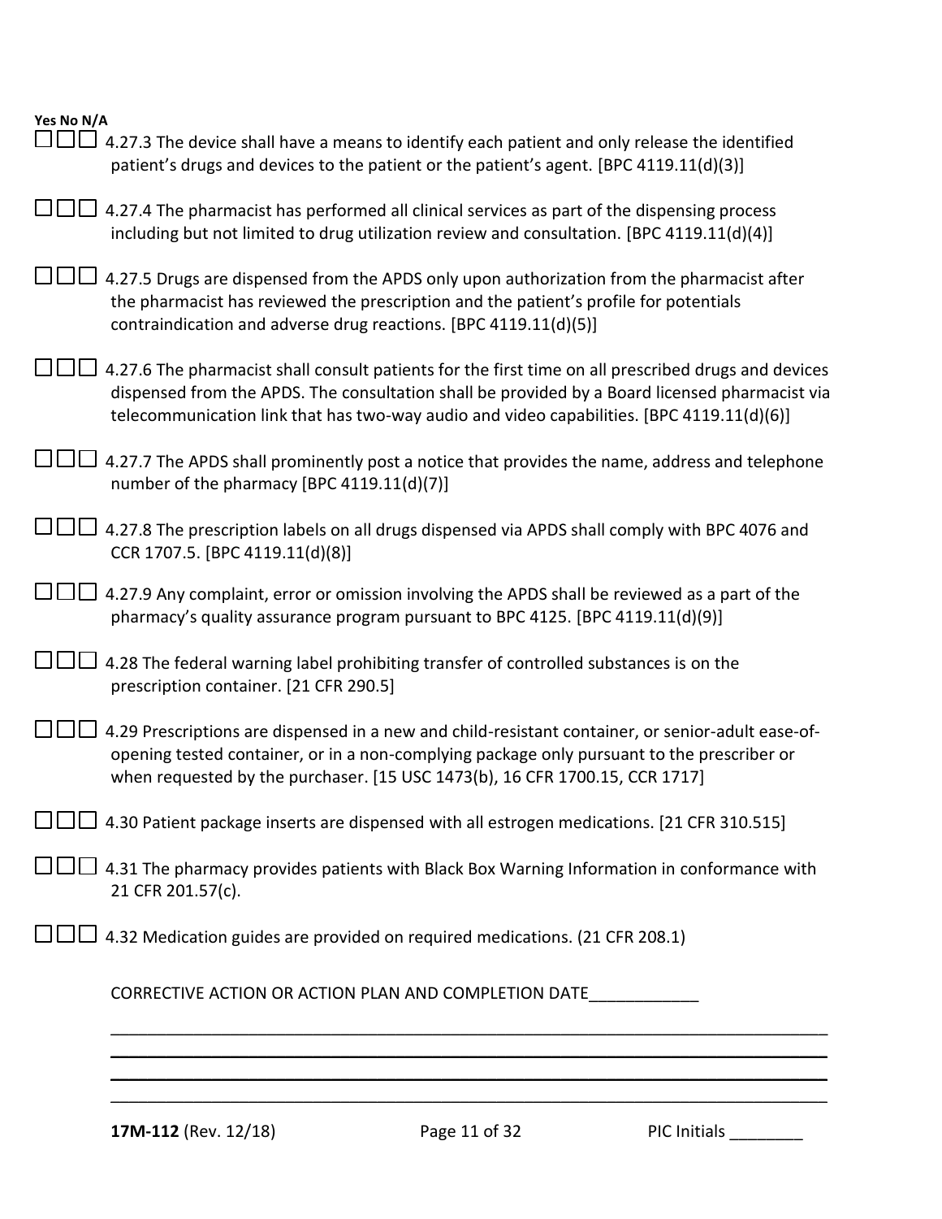**Yes No N/A**

☐☐☐ 4.27.3 The device shall have a means to identify each patient and only release the identified patient's drugs and devices to the patient or the patient's agent. [BPC 4119.11(d)(3)]

☐☐☐ 4.27.4 The pharmacist has performed all clinical services as part of the dispensing process including but not limited to drug utilization review and consultation. [BPC 4119.11(d)(4)]

☐☐☐ 4.27.5 Drugs are dispensed from the APDS only upon authorization from the pharmacist after the pharmacist has reviewed the prescription and the patient's profile for potentials contraindication and adverse drug reactions. [BPC 4119.11(d)(5)]

☐☐☐ 4.27.6 The pharmacist shall consult patients for the first time on all prescribed drugs and devices dispensed from the APDS. The consultation shall be provided by a Board licensed pharmacist via telecommunication link that has two-way audio and video capabilities. [BPC 4119.11(d)(6)]

☐☐☐ 4.27.7 The APDS shall prominently post a notice that provides the name, address and telephone number of the pharmacy [BPC 4119.11(d)(7)]

☐☐☐ 4.27.8 The prescription labels on all drugs dispensed via APDS shall comply with BPC 4076 and CCR 1707.5. [BPC 4119.11(d)(8)]

☐☐☐ 4.27.9 Any complaint, error or omission involving the APDS shall be reviewed as a part of the pharmacy's quality assurance program pursuant to BPC 4125. [BPC 4119.11(d)(9)]

☐☐☐ 4.28 The federal warning label prohibiting transfer of controlled substances is on the prescription container. [21 CFR 290.5]

☐☐☐ 4.29 Prescriptions are dispensed in a new and child-resistant container, or senior-adult ease-of-opening tested container, or in a non-complying package only pursuant to the prescriber or when requested by the purchaser. [15 USC 1473(b), 16 CFR 1700.15, CCR 1717]

☐☐☐ 4.30 Patient package inserts are dispensed with all estrogen medications. [21 CFR 310.515]

☐☐☐ 4.31 The pharmacy provides patients with Black Box Warning Information in conformance with 21 CFR 201.57(c).

☐☐☐ 4.32 Medication guides are provided on required medications. (21 CFR 208.1)

CORRECTIVE ACTION OR ACTION PLAN AND COMPLETION DATE____________

______________________________________________________________________________

______________________________________________________________________________

______________________________________________________________________________

______________________________________________________________________________

**17M-112** (Rev. 12/18) PIC Initials ________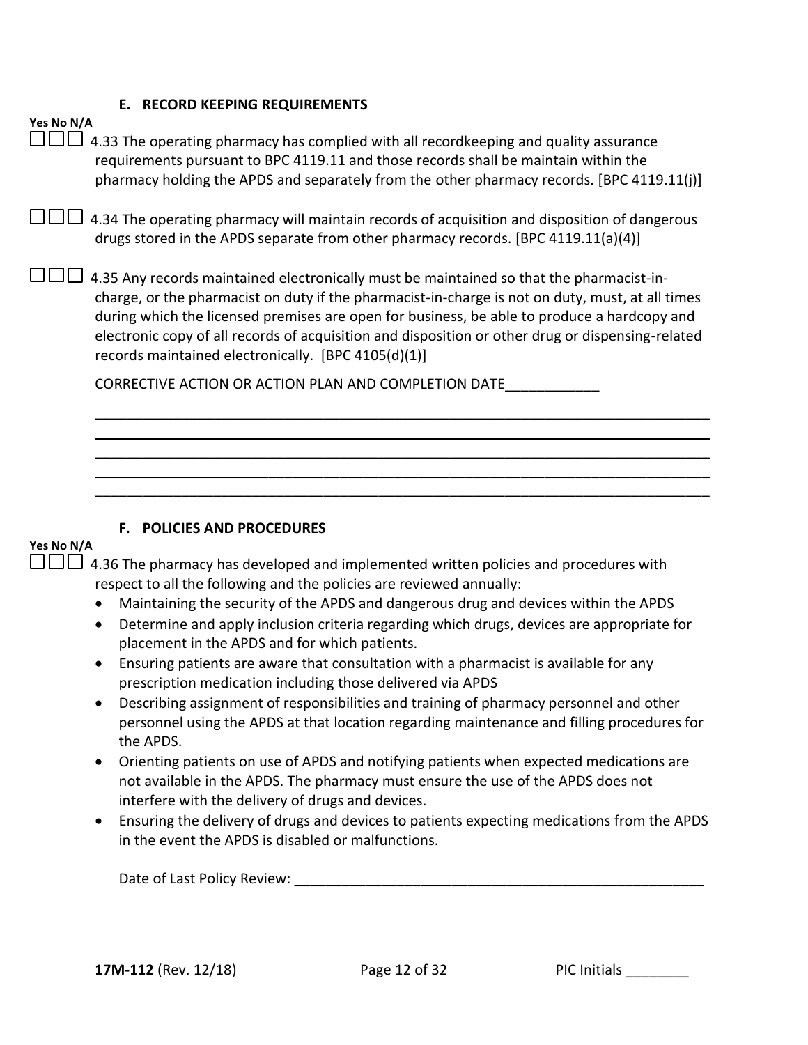### E. RECORD KEEPING REQUIREMENTS

**Yes No N/A**

☐☐☐ 4.33 The operating pharmacy has complied with all recordkeeping and quality assurance requirements pursuant to BPC 4119.11 and those records shall be maintain within the pharmacy holding the APDS and separately from the other pharmacy records. [BPC 4119.11(j)]

☐☐☐ 4.34 The operating pharmacy will maintain records of acquisition and disposition of dangerous drugs stored in the APDS separate from other pharmacy records. [BPC 4119.11(a)(4)]

☐☐☐ 4.35 Any records maintained electronically must be maintained so that the pharmacist-in-charge, or the pharmacist on duty if the pharmacist-in-charge is not on duty, must, at all times during which the licensed premises are open for business, be able to produce a hardcopy and electronic copy of all records of acquisition and disposition or other drug or dispensing-related records maintained electronically. [BPC 4105(d)(1)]

CORRECTIVE ACTION OR ACTION PLAN AND COMPLETION DATE____________

_____________________________________________________________________________
_____________________________________________________________________________
_____________________________________________________________________________
_____________________________________________________________________________
_____________________________________________________________________________

### F. POLICIES AND PROCEDURES

**Yes No N/A**

☐☐☐ 4.36 The pharmacy has developed and implemented written policies and procedures with respect to all the following and the policies are reviewed annually:

- Maintaining the security of the APDS and dangerous drug and devices within the APDS
- Determine and apply inclusion criteria regarding which drugs, devices are appropriate for placement in the APDS and for which patients.
- Ensuring patients are aware that consultation with a pharmacist is available for any prescription medication including those delivered via APDS
- Describing assignment of responsibilities and training of pharmacy personnel and other personnel using the APDS at that location regarding maintenance and filling procedures for the APDS.
- Orienting patients on use of APDS and notifying patients when expected medications are not available in the APDS. The pharmacy must ensure the use of the APDS does not interfere with the delivery of drugs and devices.
- Ensuring the delivery of drugs and devices to patients expecting medications from the APDS in the event the APDS is disabled or malfunctions.

Date of Last Policy Review: _____________________________________________________

**17M-112** (Rev. 12/18) PIC Initials ________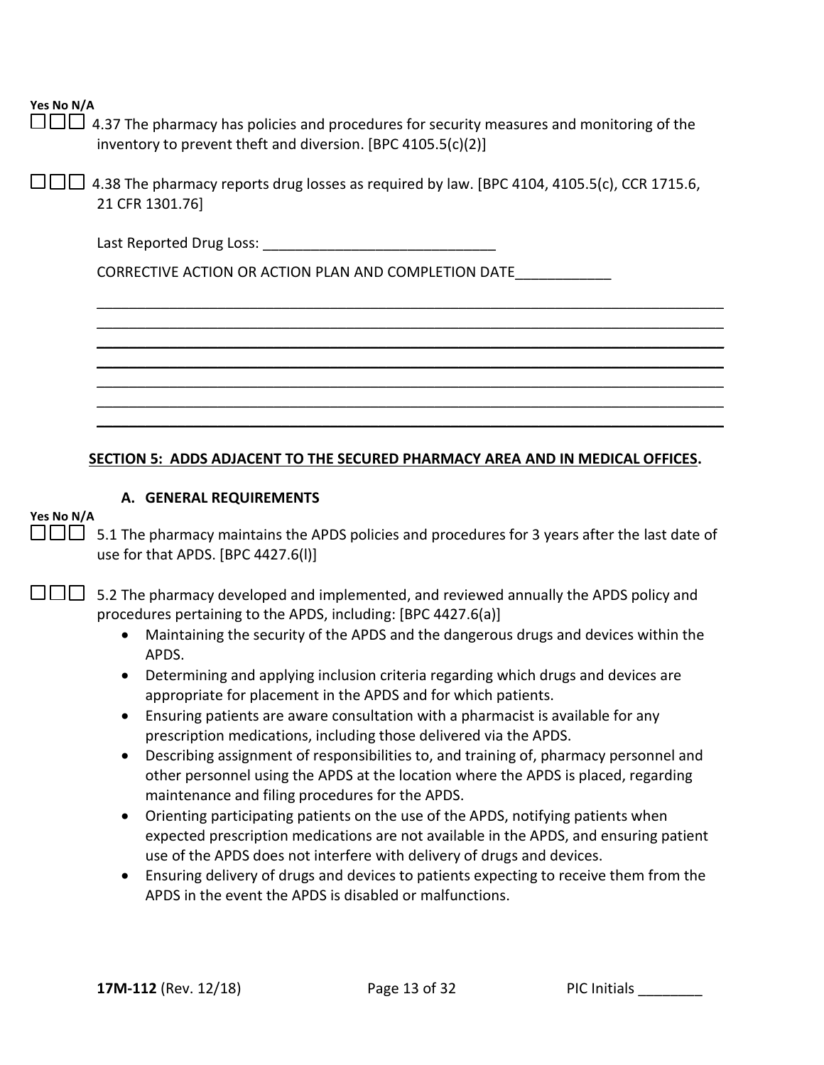**Yes No N/A**

☐☐☐ 4.37 The pharmacy has policies and procedures for security measures and monitoring of the inventory to prevent theft and diversion. [BPC 4105.5(c)(2)]

☐☐☐ 4.38 The pharmacy reports drug losses as required by law. [BPC 4104, 4105.5(c), CCR 1715.6, 21 CFR 1301.76]

Last Reported Drug Loss: _____________________________

CORRECTIVE ACTION OR ACTION PLAN AND COMPLETION DATE____________

_____________________________________________________________________________
_____________________________________________________________________________
_____________________________________________________________________________
_____________________________________________________________________________
_____________________________________________________________________________
_____________________________________________________________________________
_____________________________________________________________________________

## SECTION 5: ADDS ADJACENT TO THE SECURED PHARMACY AREA AND IN MEDICAL OFFICES.

### A. GENERAL REQUIREMENTS

**Yes No N/A**

☐☐☐ 5.1 The pharmacy maintains the APDS policies and procedures for 3 years after the last date of use for that APDS. [BPC 4427.6(l)]

☐☐☐ 5.2 The pharmacy developed and implemented, and reviewed annually the APDS policy and procedures pertaining to the APDS, including: [BPC 4427.6(a)]

- Maintaining the security of the APDS and the dangerous drugs and devices within the APDS.
- Determining and applying inclusion criteria regarding which drugs and devices are appropriate for placement in the APDS and for which patients.
- Ensuring patients are aware consultation with a pharmacist is available for any prescription medications, including those delivered via the APDS.
- Describing assignment of responsibilities to, and training of, pharmacy personnel and other personnel using the APDS at the location where the APDS is placed, regarding maintenance and filing procedures for the APDS.
- Orienting participating patients on the use of the APDS, notifying patients when expected prescription medications are not available in the APDS, and ensuring patient use of the APDS does not interfere with delivery of drugs and devices.
- Ensuring delivery of drugs and devices to patients expecting to receive them from the APDS in the event the APDS is disabled or malfunctions.

**17M-112** (Rev. 12/18) PIC Initials ________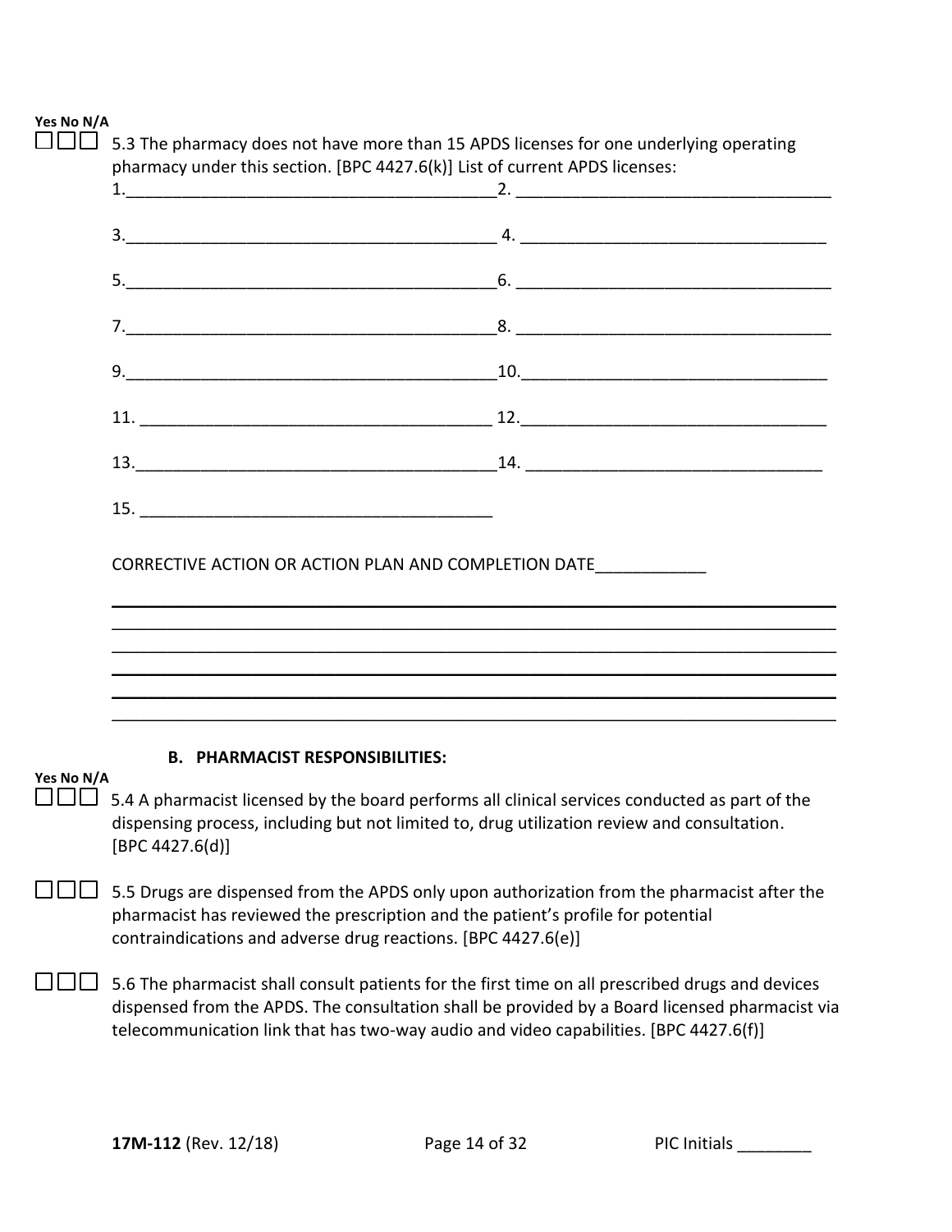Yes No N/A

☐☐☐ 5.3 The pharmacy does not have more than 15 APDS licenses for one underlying operating pharmacy under this section. [BPC 4427.6(k)] List of current APDS licenses:

1.________________________________________ 2. __________________________________

3.________________________________________ 4. __________________________________

5.________________________________________ 6. __________________________________

7.________________________________________ 8. __________________________________

9.________________________________________ 10.__________________________________

11. _______________________________________ 12.__________________________________

13.________________________________________ 14. ________________________________

15. _______________________________________

CORRECTIVE ACTION OR ACTION PLAN AND COMPLETION DATE____________

_______________________________________________________________________________
_______________________________________________________________________________
_______________________________________________________________________________
_______________________________________________________________________________
_______________________________________________________________________________
_______________________________________________________________________________

### B. PHARMACIST RESPONSIBILITIES:

Yes No N/A

☐☐☐ 5.4 A pharmacist licensed by the board performs all clinical services conducted as part of the dispensing process, including but not limited to, drug utilization review and consultation. [BPC 4427.6(d)]

☐☐☐ 5.5 Drugs are dispensed from the APDS only upon authorization from the pharmacist after the pharmacist has reviewed the prescription and the patient's profile for potential contraindications and adverse drug reactions. [BPC 4427.6(e)]

☐☐☐ 5.6 The pharmacist shall consult patients for the first time on all prescribed drugs and devices dispensed from the APDS. The consultation shall be provided by a Board licensed pharmacist via telecommunication link that has two-way audio and video capabilities. [BPC 4427.6(f)]

**17M-112** (Rev. 12/18) PIC Initials ________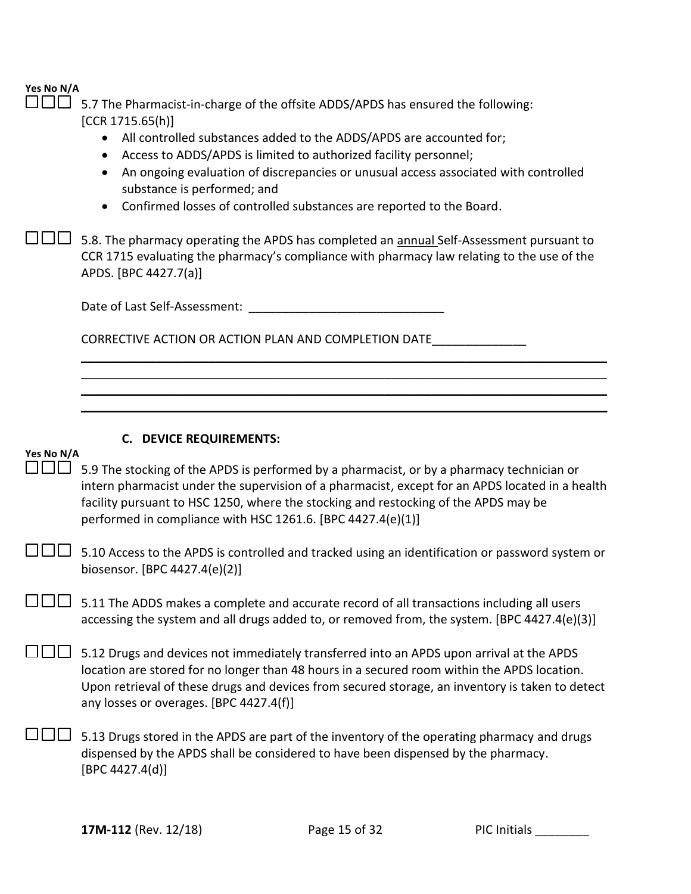**Yes No N/A**

☐☐☐ 5.7 The Pharmacist-in-charge of the offsite ADDS/APDS has ensured the following: [CCR 1715.65(h)]

- All controlled substances added to the ADDS/APDS are accounted for;
- Access to ADDS/APDS is limited to authorized facility personnel;
- An ongoing evaluation of discrepancies or unusual access associated with controlled substance is performed; and
- Confirmed losses of controlled substances are reported to the Board.

☐☐☐ 5.8. The pharmacy operating the APDS has completed an annual Self-Assessment pursuant to CCR 1715 evaluating the pharmacy's compliance with pharmacy law relating to the use of the APDS. [BPC 4427.7(a)]

Date of Last Self-Assessment: ____________________________

CORRECTIVE ACTION OR ACTION PLAN AND COMPLETION DATE______________

_____________________________________________________________________________
_____________________________________________________________________________
_____________________________________________________________________________
_____________________________________________________________________________

### C. DEVICE REQUIREMENTS:

**Yes No N/A**

☐☐☐ 5.9 The stocking of the APDS is performed by a pharmacist, or by a pharmacy technician or intern pharmacist under the supervision of a pharmacist, except for an APDS located in a health facility pursuant to HSC 1250, where the stocking and restocking of the APDS may be performed in compliance with HSC 1261.6. [BPC 4427.4(e)(1)]

☐☐☐ 5.10 Access to the APDS is controlled and tracked using an identification or password system or biosensor. [BPC 4427.4(e)(2)]

☐☐☐ 5.11 The ADDS makes a complete and accurate record of all transactions including all users accessing the system and all drugs added to, or removed from, the system. [BPC 4427.4(e)(3)]

☐☐☐ 5.12 Drugs and devices not immediately transferred into an APDS upon arrival at the APDS location are stored for no longer than 48 hours in a secured room within the APDS location. Upon retrieval of these drugs and devices from secured storage, an inventory is taken to detect any losses or overages. [BPC 4427.4(f)]

☐☐☐ 5.13 Drugs stored in the APDS are part of the inventory of the operating pharmacy and drugs dispensed by the APDS shall be considered to have been dispensed by the pharmacy. [BPC 4427.4(d)]

**17M-112** (Rev. 12/18) PIC Initials ________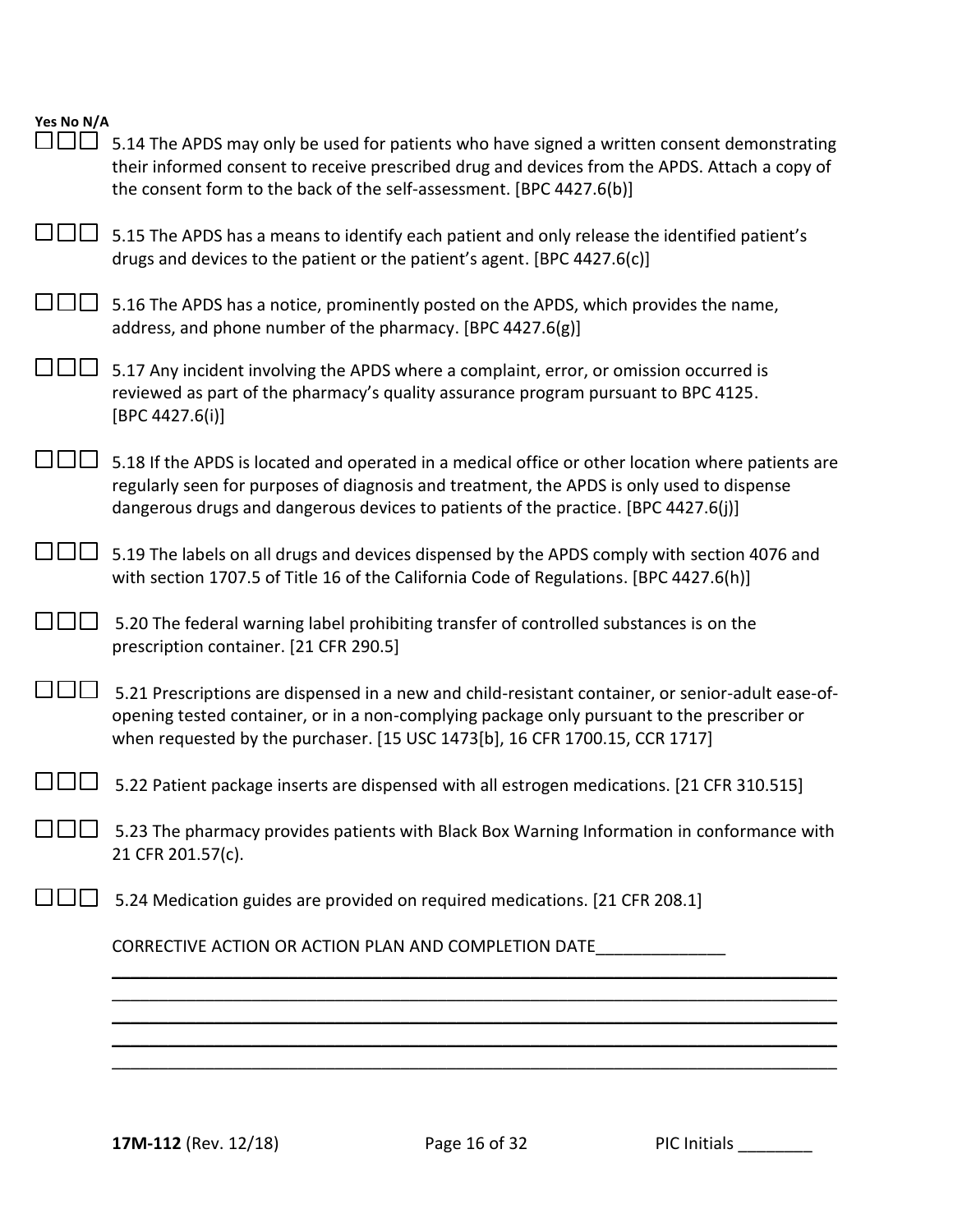**Yes No N/A**

☐☐☐ 5.14 The APDS may only be used for patients who have signed a written consent demonstrating their informed consent to receive prescribed drug and devices from the APDS. Attach a copy of the consent form to the back of the self-assessment. [BPC 4427.6(b)]

☐☐☐ 5.15 The APDS has a means to identify each patient and only release the identified patient's drugs and devices to the patient or the patient's agent. [BPC 4427.6(c)]

☐☐☐ 5.16 The APDS has a notice, prominently posted on the APDS, which provides the name, address, and phone number of the pharmacy. [BPC 4427.6(g)]

☐☐☐ 5.17 Any incident involving the APDS where a complaint, error, or omission occurred is reviewed as part of the pharmacy's quality assurance program pursuant to BPC 4125. [BPC 4427.6(i)]

☐☐☐ 5.18 If the APDS is located and operated in a medical office or other location where patients are regularly seen for purposes of diagnosis and treatment, the APDS is only used to dispense dangerous drugs and dangerous devices to patients of the practice. [BPC 4427.6(j)]

☐☐☐ 5.19 The labels on all drugs and devices dispensed by the APDS comply with section 4076 and with section 1707.5 of Title 16 of the California Code of Regulations. [BPC 4427.6(h)]

☐☐☐ 5.20 The federal warning label prohibiting transfer of controlled substances is on the prescription container. [21 CFR 290.5]

☐☐☐ 5.21 Prescriptions are dispensed in a new and child-resistant container, or senior-adult ease-of-opening tested container, or in a non-complying package only pursuant to the prescriber or when requested by the purchaser. [15 USC 1473[b], 16 CFR 1700.15, CCR 1717]

☐☐☐ 5.22 Patient package inserts are dispensed with all estrogen medications. [21 CFR 310.515]

☐☐☐ 5.23 The pharmacy provides patients with Black Box Warning Information in conformance with 21 CFR 201.57(c).

☐☐☐ 5.24 Medication guides are provided on required medications. [21 CFR 208.1]

CORRECTIVE ACTION OR ACTION PLAN AND COMPLETION DATE______________

___________________________________________________________________________

___________________________________________________________________________

___________________________________________________________________________

___________________________________________________________________________

___________________________________________________________________________

**17M-112** (Rev. 12/18) PIC Initials ________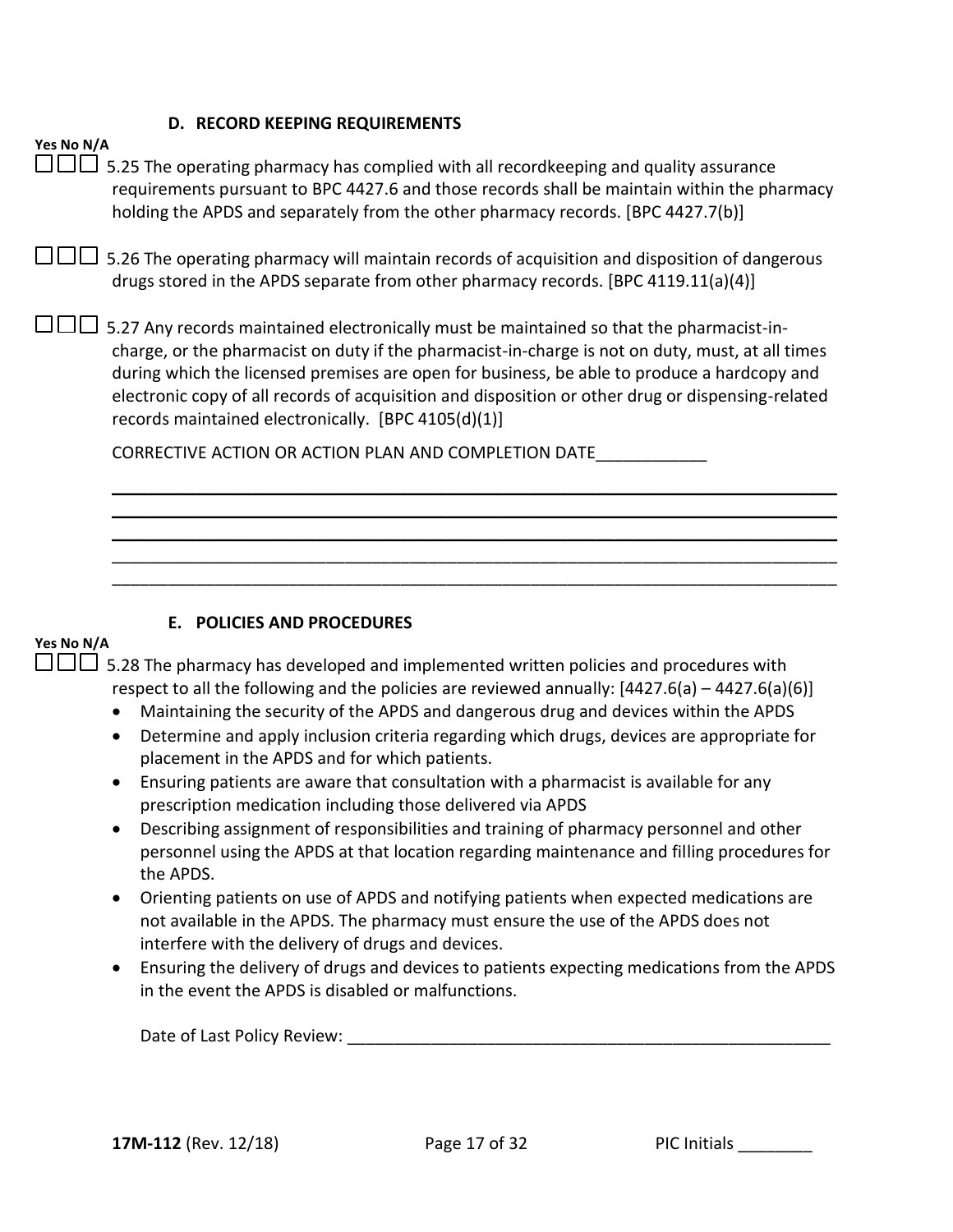### D. RECORD KEEPING REQUIREMENTS

**Yes No N/A**

☐☐☐ 5.25 The operating pharmacy has complied with all recordkeeping and quality assurance requirements pursuant to BPC 4427.6 and those records shall be maintain within the pharmacy holding the APDS and separately from the other pharmacy records. [BPC 4427.7(b)]

☐☐☐ 5.26 The operating pharmacy will maintain records of acquisition and disposition of dangerous drugs stored in the APDS separate from other pharmacy records. [BPC 4119.11(a)(4)]

☐☐☐ 5.27 Any records maintained electronically must be maintained so that the pharmacist-in-charge, or the pharmacist on duty if the pharmacist-in-charge is not on duty, must, at all times during which the licensed premises are open for business, be able to produce a hardcopy and electronic copy of all records of acquisition and disposition or other drug or dispensing-related records maintained electronically. [BPC 4105(d)(1)]

CORRECTIVE ACTION OR ACTION PLAN AND COMPLETION DATE____________

________________________________________________________________________________
________________________________________________________________________________
________________________________________________________________________________
________________________________________________________________________________
________________________________________________________________________________

### E. POLICIES AND PROCEDURES

**Yes No N/A**

☐☐☐ 5.28 The pharmacy has developed and implemented written policies and procedures with respect to all the following and the policies are reviewed annually: [4427.6(a) – 4427.6(a)(6)]

- Maintaining the security of the APDS and dangerous drug and devices within the APDS
- Determine and apply inclusion criteria regarding which drugs, devices are appropriate for placement in the APDS and for which patients.
- Ensuring patients are aware that consultation with a pharmacist is available for any prescription medication including those delivered via APDS
- Describing assignment of responsibilities and training of pharmacy personnel and other personnel using the APDS at that location regarding maintenance and filling procedures for the APDS.
- Orienting patients on use of APDS and notifying patients when expected medications are not available in the APDS. The pharmacy must ensure the use of the APDS does not interfere with the delivery of drugs and devices.
- Ensuring the delivery of drugs and devices to patients expecting medications from the APDS in the event the APDS is disabled or malfunctions.

Date of Last Policy Review: ____________________________________________________

**17M-112** (Rev. 12/18) PIC Initials ________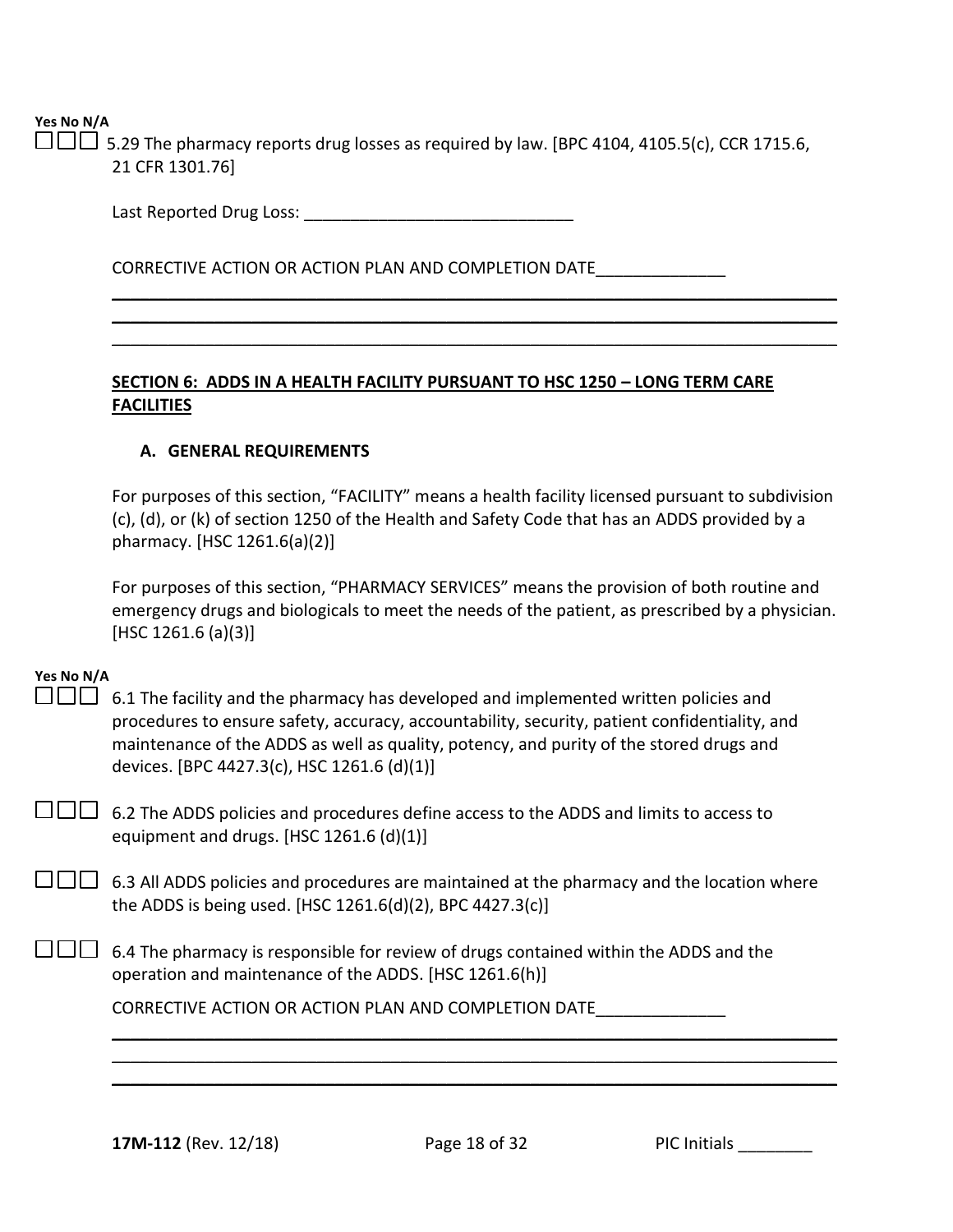**Yes No N/A**

☐☐☐ 5.29 The pharmacy reports drug losses as required by law. [BPC 4104, 4105.5(c), CCR 1715.6, 21 CFR 1301.76]

Last Reported Drug Loss: ____________________________

CORRECTIVE ACTION OR ACTION PLAN AND COMPLETION DATE______________

___________________________________________________________________________

___________________________________________________________________________

___________________________________________________________________________

## SECTION 6: ADDS IN A HEALTH FACILITY PURSUANT TO HSC 1250 – LONG TERM CARE FACILITIES

### A. GENERAL REQUIREMENTS

For purposes of this section, "FACILITY" means a health facility licensed pursuant to subdivision (c), (d), or (k) of section 1250 of the Health and Safety Code that has an ADDS provided by a pharmacy. [HSC 1261.6(a)(2)]

For purposes of this section, "PHARMACY SERVICES" means the provision of both routine and emergency drugs and biologicals to meet the needs of the patient, as prescribed by a physician. [HSC 1261.6 (a)(3)]

**Yes No N/A**

☐☐☐ 6.1 The facility and the pharmacy has developed and implemented written policies and procedures to ensure safety, accuracy, accountability, security, patient confidentiality, and maintenance of the ADDS as well as quality, potency, and purity of the stored drugs and devices. [BPC 4427.3(c), HSC 1261.6 (d)(1)]

☐☐☐ 6.2 The ADDS policies and procedures define access to the ADDS and limits to access to equipment and drugs. [HSC 1261.6 (d)(1)]

☐☐☐ 6.3 All ADDS policies and procedures are maintained at the pharmacy and the location where the ADDS is being used. [HSC 1261.6(d)(2), BPC 4427.3(c)]

☐☐☐ 6.4 The pharmacy is responsible for review of drugs contained within the ADDS and the operation and maintenance of the ADDS. [HSC 1261.6(h)]

CORRECTIVE ACTION OR ACTION PLAN AND COMPLETION DATE______________

___________________________________________________________________________

___________________________________________________________________________

___________________________________________________________________________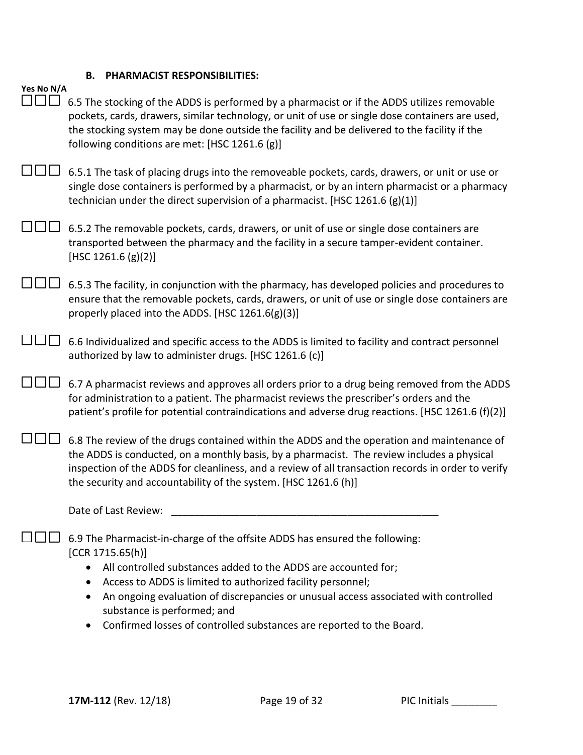### B. PHARMACIST RESPONSIBILITIES:

**Yes No N/A**

☐☐☐ 6.5 The stocking of the ADDS is performed by a pharmacist or if the ADDS utilizes removable pockets, cards, drawers, similar technology, or unit of use or single dose containers are used, the stocking system may be done outside the facility and be delivered to the facility if the following conditions are met: [HSC 1261.6 (g)]

☐☐☐ 6.5.1 The task of placing drugs into the removeable pockets, cards, drawers, or unit or use or single dose containers is performed by a pharmacist, or by an intern pharmacist or a pharmacy technician under the direct supervision of a pharmacist. [HSC 1261.6 (g)(1)]

☐☐☐ 6.5.2 The removable pockets, cards, drawers, or unit of use or single dose containers are transported between the pharmacy and the facility in a secure tamper-evident container. [HSC 1261.6 (g)(2)]

☐☐☐ 6.5.3 The facility, in conjunction with the pharmacy, has developed policies and procedures to ensure that the removable pockets, cards, drawers, or unit of use or single dose containers are properly placed into the ADDS. [HSC 1261.6(g)(3)]

☐☐☐ 6.6 Individualized and specific access to the ADDS is limited to facility and contract personnel authorized by law to administer drugs. [HSC 1261.6 (c)]

☐☐☐ 6.7 A pharmacist reviews and approves all orders prior to a drug being removed from the ADDS for administration to a patient. The pharmacist reviews the prescriber's orders and the patient's profile for potential contraindications and adverse drug reactions. [HSC 1261.6 (f)(2)]

☐☐☐ 6.8 The review of the drugs contained within the ADDS and the operation and maintenance of the ADDS is conducted, on a monthly basis, by a pharmacist. The review includes a physical inspection of the ADDS for cleanliness, and a review of all transaction records in order to verify the security and accountability of the system. [HSC 1261.6 (h)]

Date of Last Review: ________________________________________________

☐☐☐ 6.9 The Pharmacist-in-charge of the offsite ADDS has ensured the following: [CCR 1715.65(h)]

- All controlled substances added to the ADDS are accounted for;
- Access to ADDS is limited to authorized facility personnel;
- An ongoing evaluation of discrepancies or unusual access associated with controlled substance is performed; and
- Confirmed losses of controlled substances are reported to the Board.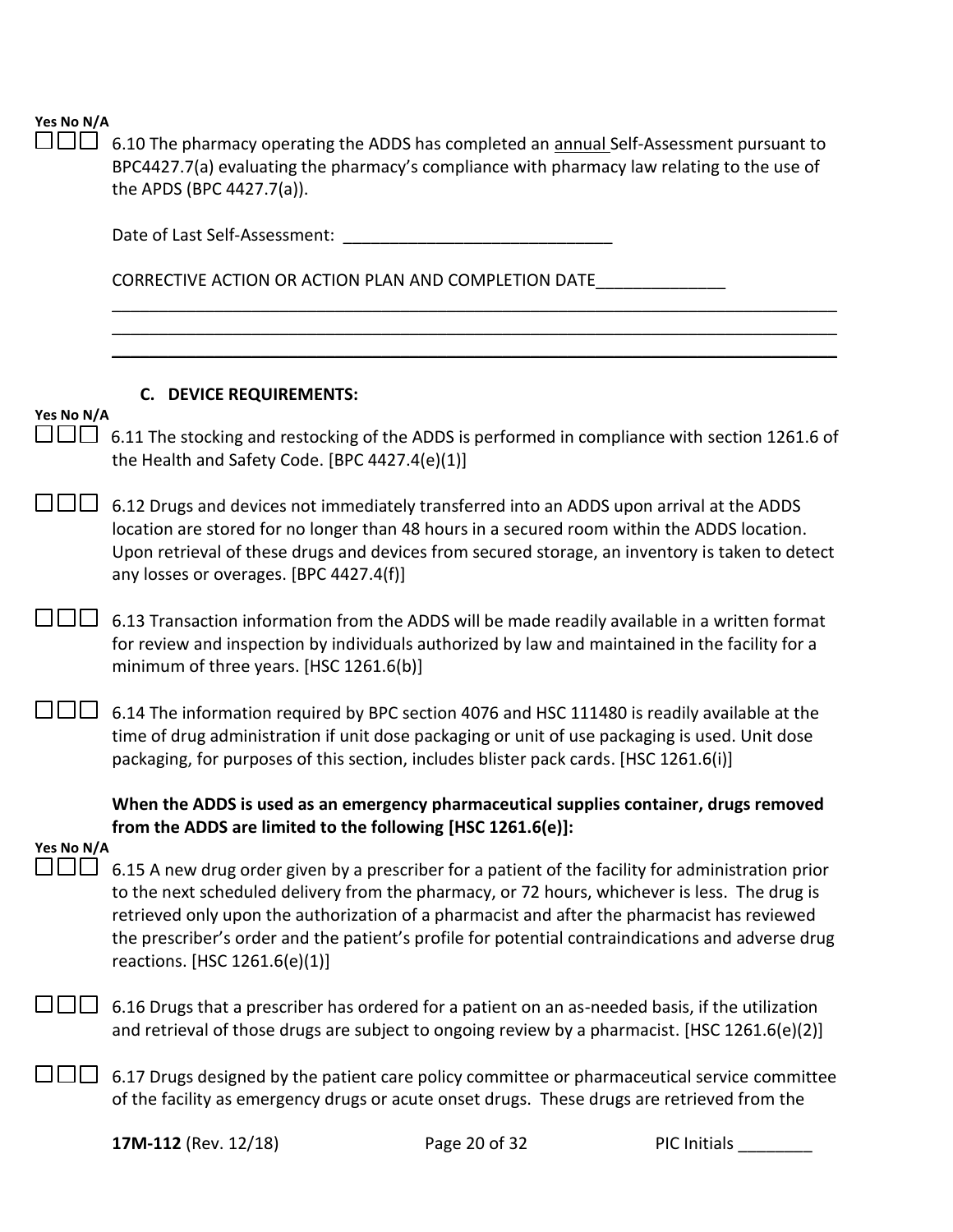**Yes No N/A**

☐☐☐ 6.10 The pharmacy operating the ADDS has completed an annual Self-Assessment pursuant to BPC4427.7(a) evaluating the pharmacy's compliance with pharmacy law relating to the use of the APDS (BPC 4427.7(a)).

Date of Last Self-Assessment: _____________________________

CORRECTIVE ACTION OR ACTION PLAN AND COMPLETION DATE______________

_______________________________________________________________________________

_______________________________________________________________________________

_______________________________________________________________________________

### C. DEVICE REQUIREMENTS:

**Yes No N/A**

☐☐☐ 6.11 The stocking and restocking of the ADDS is performed in compliance with section 1261.6 of the Health and Safety Code. [BPC 4427.4(e)(1)]

☐☐☐ 6.12 Drugs and devices not immediately transferred into an ADDS upon arrival at the ADDS location are stored for no longer than 48 hours in a secured room within the ADDS location. Upon retrieval of these drugs and devices from secured storage, an inventory is taken to detect any losses or overages. [BPC 4427.4(f)]

☐☐☐ 6.13 Transaction information from the ADDS will be made readily available in a written format for review and inspection by individuals authorized by law and maintained in the facility for a minimum of three years. [HSC 1261.6(b)]

☐☐☐ 6.14 The information required by BPC section 4076 and HSC 111480 is readily available at the time of drug administration if unit dose packaging or unit of use packaging is used. Unit dose packaging, for purposes of this section, includes blister pack cards. [HSC 1261.6(i)]

**When the ADDS is used as an emergency pharmaceutical supplies container, drugs removed from the ADDS are limited to the following [HSC 1261.6(e)]:**

**Yes No N/A**

☐☐☐ 6.15 A new drug order given by a prescriber for a patient of the facility for administration prior to the next scheduled delivery from the pharmacy, or 72 hours, whichever is less. The drug is retrieved only upon the authorization of a pharmacist and after the pharmacist has reviewed the prescriber's order and the patient's profile for potential contraindications and adverse drug reactions. [HSC 1261.6(e)(1)]

☐☐☐ 6.16 Drugs that a prescriber has ordered for a patient on an as-needed basis, if the utilization and retrieval of those drugs are subject to ongoing review by a pharmacist. [HSC 1261.6(e)(2)]

☐☐☐ 6.17 Drugs designed by the patient care policy committee or pharmaceutical service committee of the facility as emergency drugs or acute onset drugs. These drugs are retrieved from the

**17M-112** (Rev. 12/18) PIC Initials ________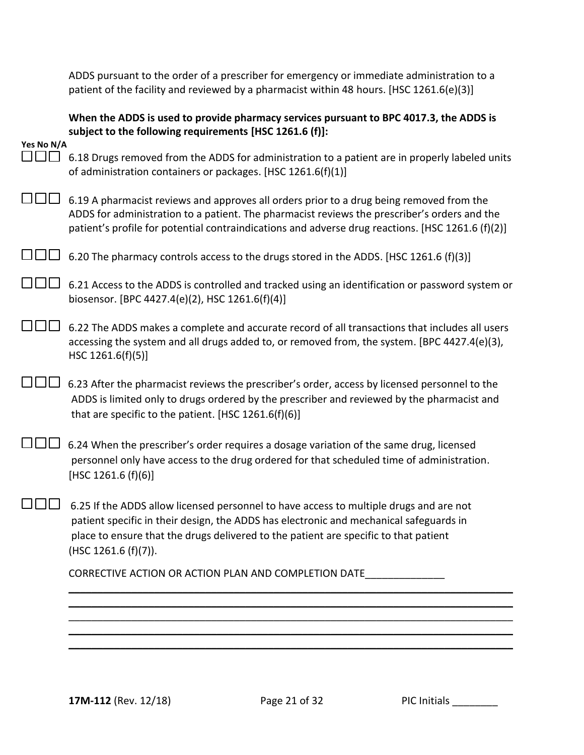ADDS pursuant to the order of a prescriber for emergency or immediate administration to a patient of the facility and reviewed by a pharmacist within 48 hours. [HSC 1261.6(e)(3)]

**When the ADDS is used to provide pharmacy services pursuant to BPC 4017.3, the ADDS is subject to the following requirements [HSC 1261.6 (f)]:**

**Yes No N/A**

☐☐☐ 6.18 Drugs removed from the ADDS for administration to a patient are in properly labeled units of administration containers or packages. [HSC 1261.6(f)(1)]

☐☐☐ 6.19 A pharmacist reviews and approves all orders prior to a drug being removed from the ADDS for administration to a patient. The pharmacist reviews the prescriber's orders and the patient's profile for potential contraindications and adverse drug reactions. [HSC 1261.6 (f)(2)]

☐☐☐ 6.20 The pharmacy controls access to the drugs stored in the ADDS. [HSC 1261.6 (f)(3)]

☐☐☐ 6.21 Access to the ADDS is controlled and tracked using an identification or password system or biosensor. [BPC 4427.4(e)(2), HSC 1261.6(f)(4)]

☐☐☐ 6.22 The ADDS makes a complete and accurate record of all transactions that includes all users accessing the system and all drugs added to, or removed from, the system. [BPC 4427.4(e)(3), HSC 1261.6(f)(5)]

☐☐☐ 6.23 After the pharmacist reviews the prescriber's order, access by licensed personnel to the ADDS is limited only to drugs ordered by the prescriber and reviewed by the pharmacist and that are specific to the patient. [HSC 1261.6(f)(6)]

☐☐☐ 6.24 When the prescriber's order requires a dosage variation of the same drug, licensed personnel only have access to the drug ordered for that scheduled time of administration. [HSC 1261.6 (f)(6)]

☐☐☐ 6.25 If the ADDS allow licensed personnel to have access to multiple drugs and are not patient specific in their design, the ADDS has electronic and mechanical safeguards in place to ensure that the drugs delivered to the patient are specific to that patient (HSC 1261.6 (f)(7)).

CORRECTIVE ACTION OR ACTION PLAN AND COMPLETION DATE______________

_______________________________________________________________________________

_______________________________________________________________________________

_______________________________________________________________________________

_______________________________________________________________________________

_______________________________________________________________________________

**17M-112** (Rev. 12/18) PIC Initials ________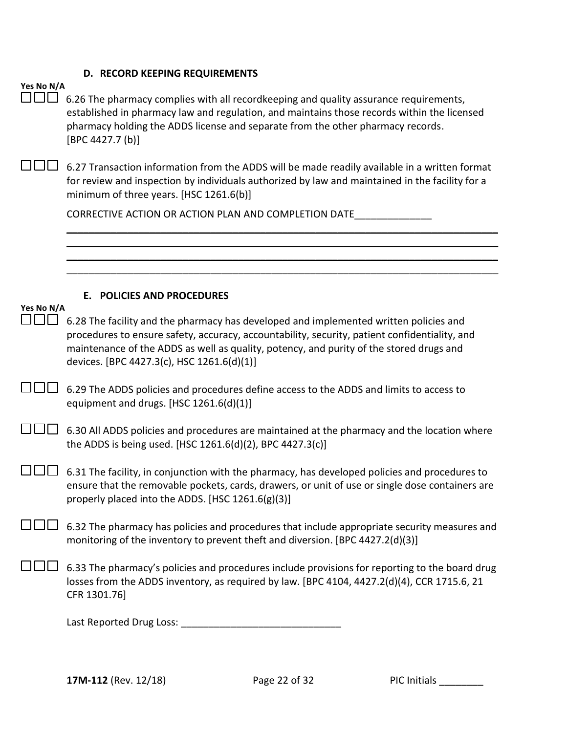### D. RECORD KEEPING REQUIREMENTS

**Yes No N/A**

☐☐☐ 6.26 The pharmacy complies with all recordkeeping and quality assurance requirements, established in pharmacy law and regulation, and maintains those records within the licensed pharmacy holding the ADDS license and separate from the other pharmacy records. [BPC 4427.7 (b)]

☐☐☐ 6.27 Transaction information from the ADDS will be made readily available in a written format for review and inspection by individuals authorized by law and maintained in the facility for a minimum of three years. [HSC 1261.6(b)]

CORRECTIVE ACTION OR ACTION PLAN AND COMPLETION DATE_____________

_____________________________________________________________________________

_____________________________________________________________________________

_____________________________________________________________________________

_____________________________________________________________________________

### E. POLICIES AND PROCEDURES

**Yes No N/A**

☐☐☐ 6.28 The facility and the pharmacy has developed and implemented written policies and procedures to ensure safety, accuracy, accountability, security, patient confidentiality, and maintenance of the ADDS as well as quality, potency, and purity of the stored drugs and devices. [BPC 4427.3(c), HSC 1261.6(d)(1)]

☐☐☐ 6.29 The ADDS policies and procedures define access to the ADDS and limits to access to equipment and drugs. [HSC 1261.6(d)(1)]

☐☐☐ 6.30 All ADDS policies and procedures are maintained at the pharmacy and the location where the ADDS is being used. [HSC 1261.6(d)(2), BPC 4427.3(c)]

☐☐☐ 6.31 The facility, in conjunction with the pharmacy, has developed policies and procedures to ensure that the removable pockets, cards, drawers, or unit of use or single dose containers are properly placed into the ADDS. [HSC 1261.6(g)(3)]

☐☐☐ 6.32 The pharmacy has policies and procedures that include appropriate security measures and monitoring of the inventory to prevent theft and diversion. [BPC 4427.2(d)(3)]

☐☐☐ 6.33 The pharmacy's policies and procedures include provisions for reporting to the board drug losses from the ADDS inventory, as required by law. [BPC 4104, 4427.2(d)(4), CCR 1715.6, 21 CFR 1301.76]

Last Reported Drug Loss: _____________________________

17M-112 (Rev. 12/18) PIC Initials ________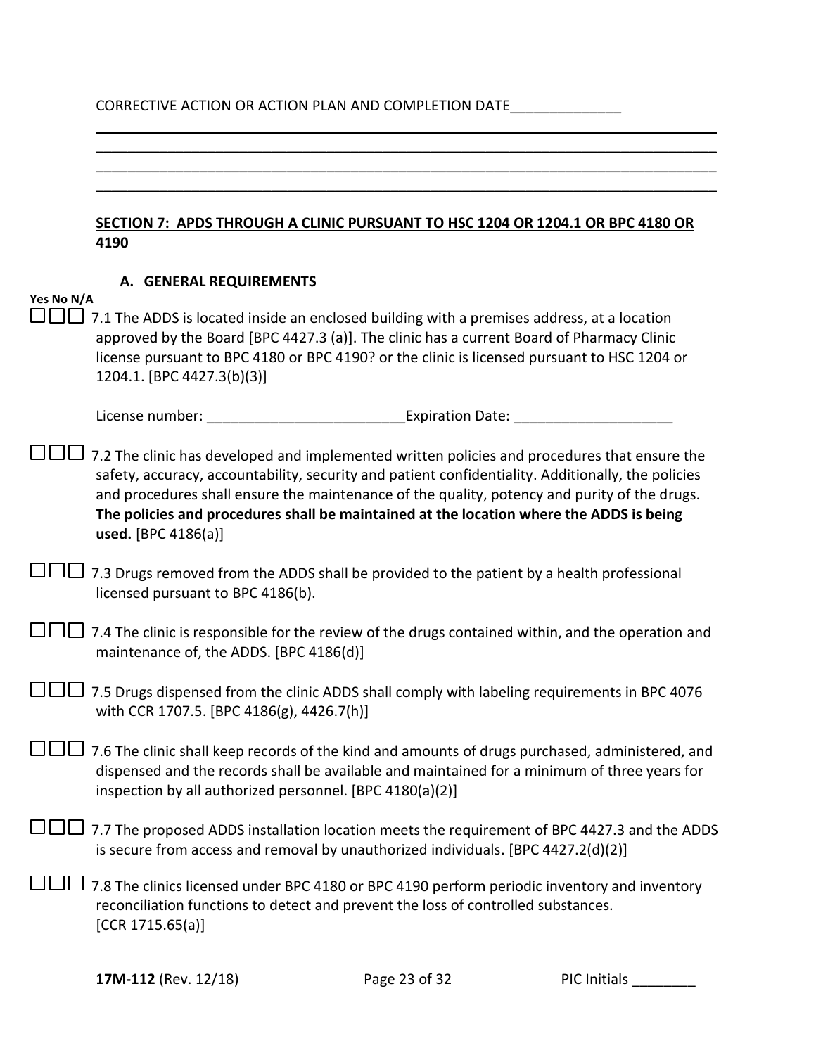CORRECTIVE ACTION OR ACTION PLAN AND COMPLETION DATE______________

________________________________________________________________________________

________________________________________________________________________________

________________________________________________________________________________

________________________________________________________________________________

## SECTION 7: APDS THROUGH A CLINIC PURSUANT TO HSC 1204 OR 1204.1 OR BPC 4180 OR 4190

### A. GENERAL REQUIREMENTS

**Yes No N/A**

☐☐☐ 7.1 The ADDS is located inside an enclosed building with a premises address, at a location approved by the Board [BPC 4427.3 (a)]. The clinic has a current Board of Pharmacy Clinic license pursuant to BPC 4180 or BPC 4190? or the clinic is licensed pursuant to HSC 1204 or 1204.1. [BPC 4427.3(b)(3)]

License number: _________________________Expiration Date: ____________________

☐☐☐ 7.2 The clinic has developed and implemented written policies and procedures that ensure the safety, accuracy, accountability, security and patient confidentiality. Additionally, the policies and procedures shall ensure the maintenance of the quality, potency and purity of the drugs. **The policies and procedures shall be maintained at the location where the ADDS is being used.** [BPC 4186(a)]

☐☐☐ 7.3 Drugs removed from the ADDS shall be provided to the patient by a health professional licensed pursuant to BPC 4186(b).

☐☐☐ 7.4 The clinic is responsible for the review of the drugs contained within, and the operation and maintenance of, the ADDS. [BPC 4186(d)]

☐☐☐ 7.5 Drugs dispensed from the clinic ADDS shall comply with labeling requirements in BPC 4076 with CCR 1707.5. [BPC 4186(g), 4426.7(h)]

☐☐☐ 7.6 The clinic shall keep records of the kind and amounts of drugs purchased, administered, and dispensed and the records shall be available and maintained for a minimum of three years for inspection by all authorized personnel. [BPC 4180(a)(2)]

☐☐☐ 7.7 The proposed ADDS installation location meets the requirement of BPC 4427.3 and the ADDS is secure from access and removal by unauthorized individuals. [BPC 4427.2(d)(2)]

☐☐☐ 7.8 The clinics licensed under BPC 4180 or BPC 4190 perform periodic inventory and inventory reconciliation functions to detect and prevent the loss of controlled substances. [CCR 1715.65(a)]

**17M-112** (Rev. 12/18) PIC Initials ________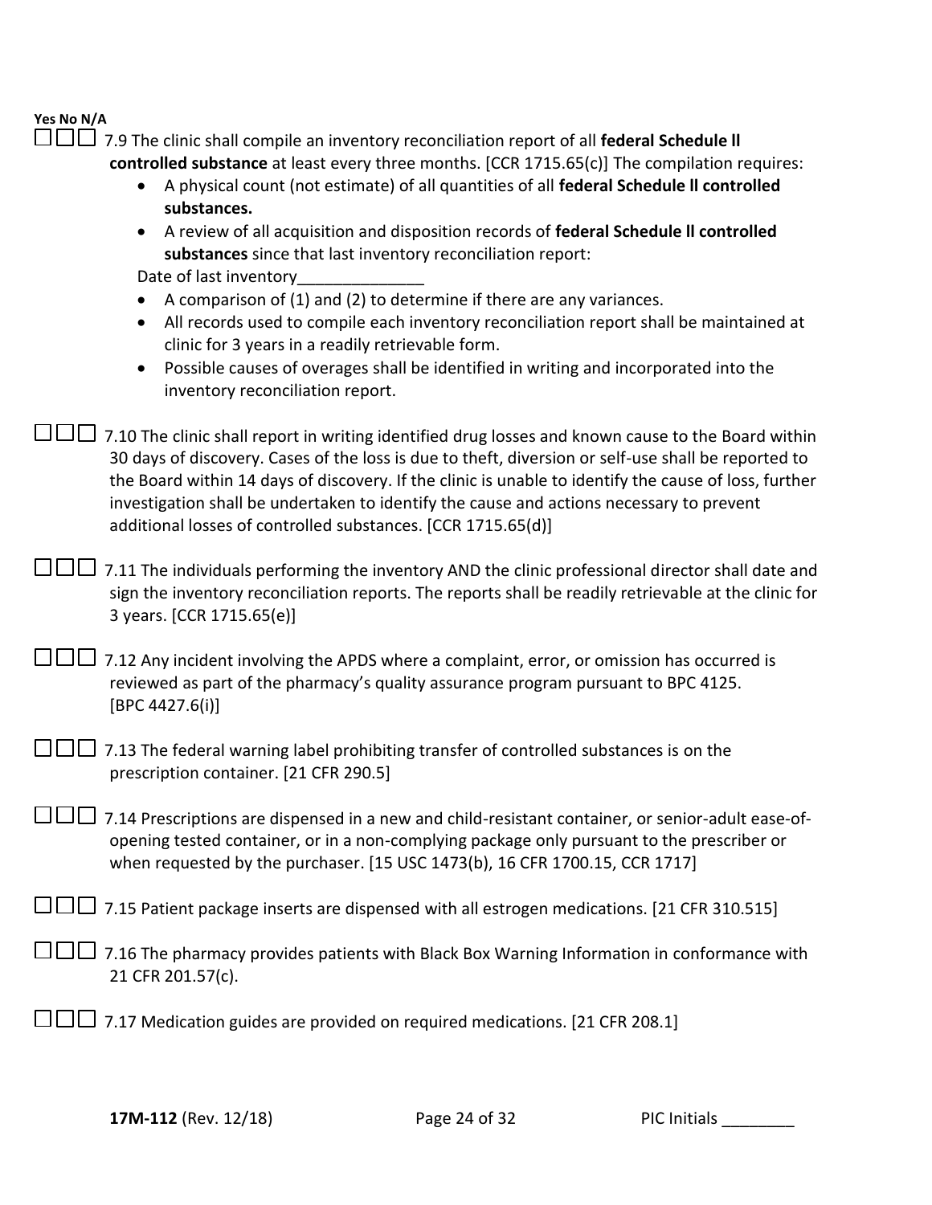**Yes No N/A**

☐☐☐ 7.9 The clinic shall compile an inventory reconciliation report of all **federal Schedule ll controlled substance** at least every three months. [CCR 1715.65(c)] The compilation requires:

- A physical count (not estimate) of all quantities of all **federal Schedule ll controlled substances.**
- A review of all acquisition and disposition records of **federal Schedule ll controlled substances** since that last inventory reconciliation report:

  Date of last inventory______________

- A comparison of (1) and (2) to determine if there are any variances.
- All records used to compile each inventory reconciliation report shall be maintained at clinic for 3 years in a readily retrievable form.
- Possible causes of overages shall be identified in writing and incorporated into the inventory reconciliation report.

☐☐☐ 7.10 The clinic shall report in writing identified drug losses and known cause to the Board within 30 days of discovery. Cases of the loss is due to theft, diversion or self-use shall be reported to the Board within 14 days of discovery. If the clinic is unable to identify the cause of loss, further investigation shall be undertaken to identify the cause and actions necessary to prevent additional losses of controlled substances. [CCR 1715.65(d)]

☐☐☐ 7.11 The individuals performing the inventory AND the clinic professional director shall date and sign the inventory reconciliation reports. The reports shall be readily retrievable at the clinic for 3 years. [CCR 1715.65(e)]

☐☐☐ 7.12 Any incident involving the APDS where a complaint, error, or omission has occurred is reviewed as part of the pharmacy's quality assurance program pursuant to BPC 4125. [BPC 4427.6(i)]

☐☐☐ 7.13 The federal warning label prohibiting transfer of controlled substances is on the prescription container. [21 CFR 290.5]

☐☐☐ 7.14 Prescriptions are dispensed in a new and child-resistant container, or senior-adult ease-of-opening tested container, or in a non-complying package only pursuant to the prescriber or when requested by the purchaser. [15 USC 1473(b), 16 CFR 1700.15, CCR 1717]

☐☐☐ 7.15 Patient package inserts are dispensed with all estrogen medications. [21 CFR 310.515]

☐☐☐ 7.16 The pharmacy provides patients with Black Box Warning Information in conformance with 21 CFR 201.57(c).

☐☐☐ 7.17 Medication guides are provided on required medications. [21 CFR 208.1]

**17M-112** (Rev. 12/18) PIC Initials ________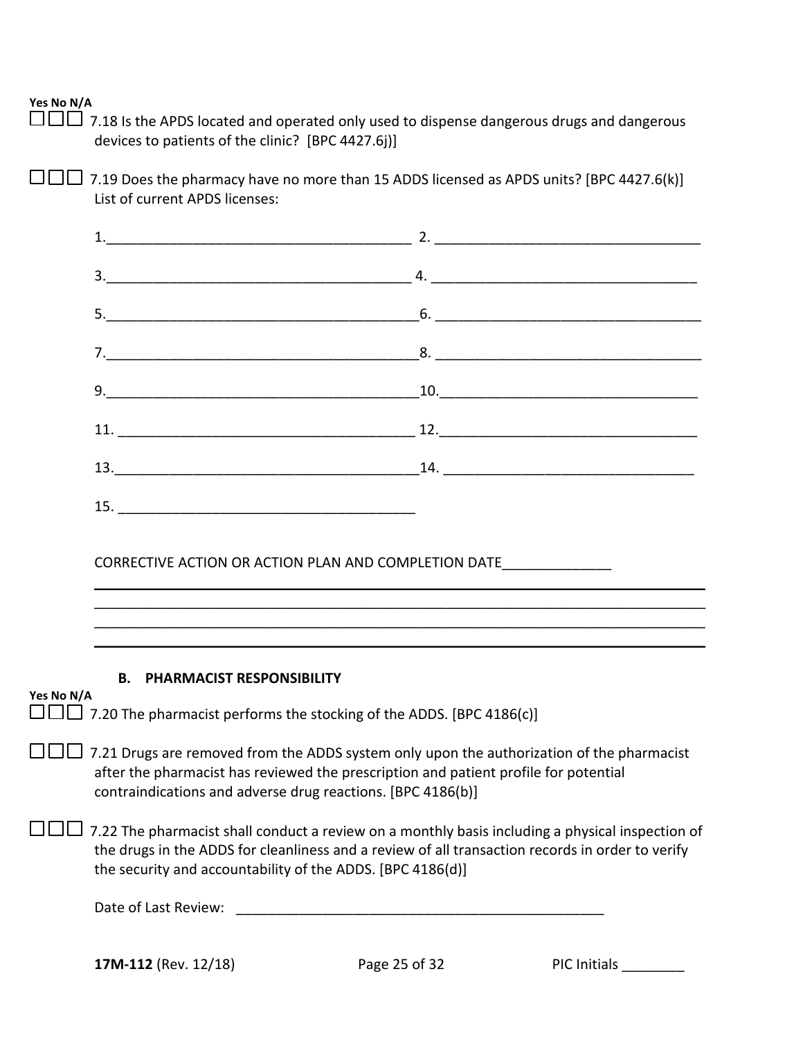**Yes No N/A**

☐☐☐ 7.18 Is the APDS located and operated only used to dispense dangerous drugs and dangerous devices to patients of the clinic? [BPC 4427.6j)]

☐☐☐ 7.19 Does the pharmacy have no more than 15 ADDS licensed as APDS units? [BPC 4427.6(k)]
List of current APDS licenses:

1.________________________________________ 2. __________________________________

3.________________________________________ 4. __________________________________

5.________________________________________ 6. __________________________________

7.________________________________________ 8. __________________________________

9.________________________________________ 10.__________________________________

11. _______________________________________ 12.__________________________________

13.________________________________________ 14. _________________________________

15. _______________________________________

CORRECTIVE ACTION OR ACTION PLAN AND COMPLETION DATE______________

________________________________________________________________________________

________________________________________________________________________________

________________________________________________________________________________

________________________________________________________________________________

### B. PHARMACIST RESPONSIBILITY

**Yes No N/A**

☐☐☐ 7.20 The pharmacist performs the stocking of the ADDS. [BPC 4186(c)]

☐☐☐ 7.21 Drugs are removed from the ADDS system only upon the authorization of the pharmacist after the pharmacist has reviewed the prescription and patient profile for potential contraindications and adverse drug reactions. [BPC 4186(b)]

☐☐☐ 7.22 The pharmacist shall conduct a review on a monthly basis including a physical inspection of the drugs in the ADDS for cleanliness and a review of all transaction records in order to verify the security and accountability of the ADDS. [BPC 4186(d)]

Date of Last Review: ________________________________________________

**17M-112** (Rev. 12/18) PIC Initials ________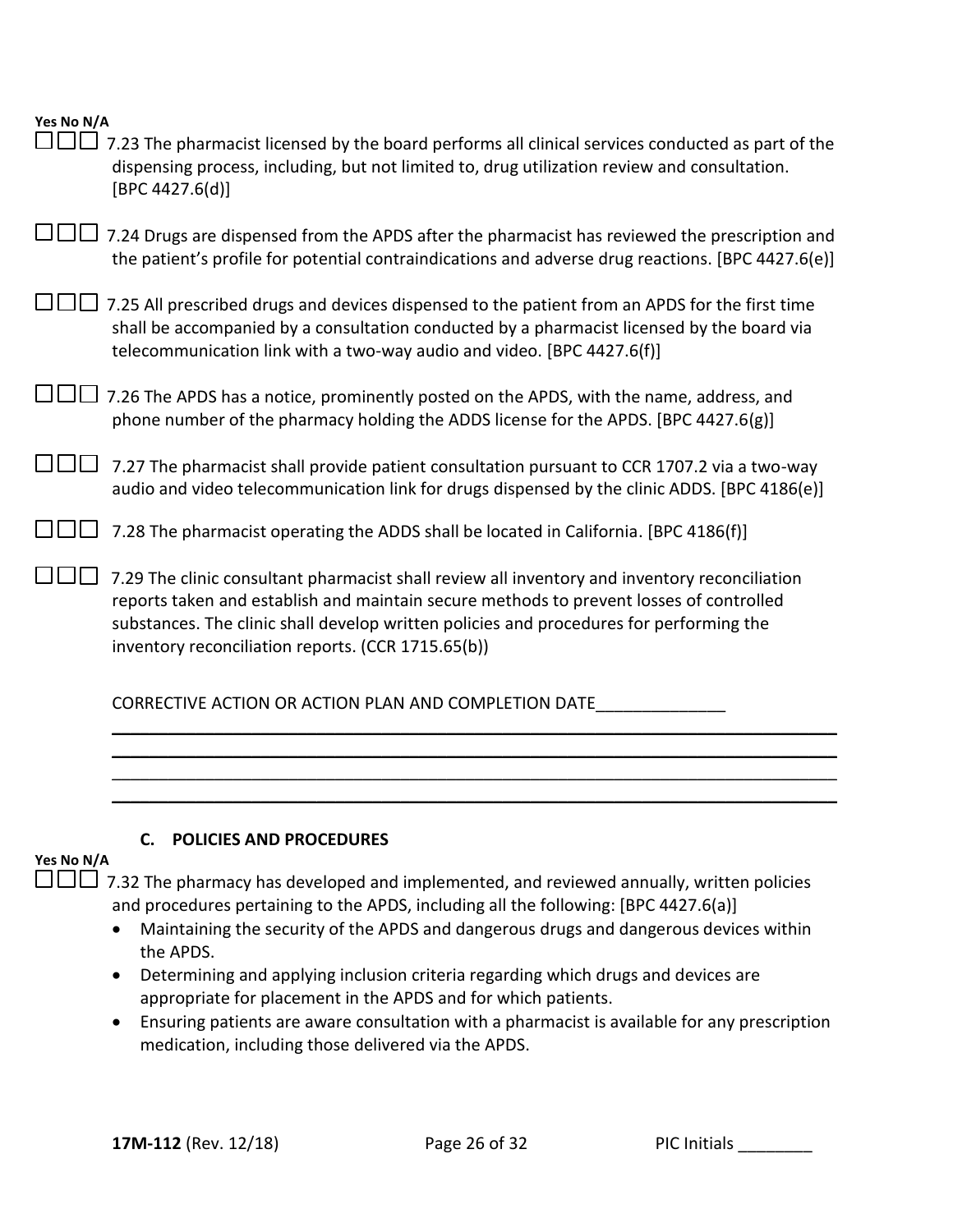**Yes No N/A**

☐☐☐ 7.23 The pharmacist licensed by the board performs all clinical services conducted as part of the dispensing process, including, but not limited to, drug utilization review and consultation. [BPC 4427.6(d)]

☐☐☐ 7.24 Drugs are dispensed from the APDS after the pharmacist has reviewed the prescription and the patient's profile for potential contraindications and adverse drug reactions. [BPC 4427.6(e)]

☐☐☐ 7.25 All prescribed drugs and devices dispensed to the patient from an APDS for the first time shall be accompanied by a consultation conducted by a pharmacist licensed by the board via telecommunication link with a two-way audio and video. [BPC 4427.6(f)]

☐☐☐ 7.26 The APDS has a notice, prominently posted on the APDS, with the name, address, and phone number of the pharmacy holding the ADDS license for the APDS. [BPC 4427.6(g)]

☐☐☐ 7.27 The pharmacist shall provide patient consultation pursuant to CCR 1707.2 via a two-way audio and video telecommunication link for drugs dispensed by the clinic ADDS. [BPC 4186(e)]

☐☐☐ 7.28 The pharmacist operating the ADDS shall be located in California. [BPC 4186(f)]

☐☐☐ 7.29 The clinic consultant pharmacist shall review all inventory and inventory reconciliation reports taken and establish and maintain secure methods to prevent losses of controlled substances. The clinic shall develop written policies and procedures for performing the inventory reconciliation reports. (CCR 1715.65(b))

CORRECTIVE ACTION OR ACTION PLAN AND COMPLETION DATE______________

________________________________________________________________________________

________________________________________________________________________________

________________________________________________________________________________

________________________________________________________________________________

### C. POLICIES AND PROCEDURES

**Yes No N/A**

☐☐☐ 7.32 The pharmacy has developed and implemented, and reviewed annually, written policies and procedures pertaining to the APDS, including all the following: [BPC 4427.6(a)]

- Maintaining the security of the APDS and dangerous drugs and dangerous devices within the APDS.
- Determining and applying inclusion criteria regarding which drugs and devices are appropriate for placement in the APDS and for which patients.
- Ensuring patients are aware consultation with a pharmacist is available for any prescription medication, including those delivered via the APDS.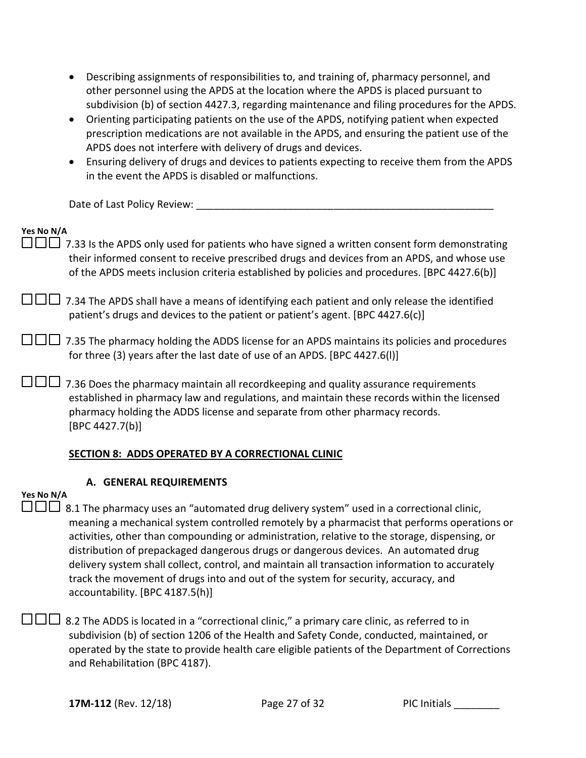- Describing assignments of responsibilities to, and training of, pharmacy personnel, and other personnel using the APDS at the location where the APDS is placed pursuant to subdivision (b) of section 4427.3, regarding maintenance and filing procedures for the APDS.
- Orienting participating patients on the use of the APDS, notifying patient when expected prescription medications are not available in the APDS, and ensuring the patient use of the APDS does not interfere with delivery of drugs and devices.
- Ensuring delivery of drugs and devices to patients expecting to receive them from the APDS in the event the APDS is disabled or malfunctions.

Date of Last Policy Review: ______________________________________________________

**Yes No N/A**

☐☐☐ 7.33 Is the APDS only used for patients who have signed a written consent form demonstrating their informed consent to receive prescribed drugs and devices from an APDS, and whose use of the APDS meets inclusion criteria established by policies and procedures. [BPC 4427.6(b)]

☐☐☐ 7.34 The APDS shall have a means of identifying each patient and only release the identified patient's drugs and devices to the patient or patient's agent. [BPC 4427.6(c)]

☐☐☐ 7.35 The pharmacy holding the ADDS license for an APDS maintains its policies and procedures for three (3) years after the last date of use of an APDS. [BPC 4427.6(l)]

☐☐☐ 7.36 Does the pharmacy maintain all recordkeeping and quality assurance requirements established in pharmacy law and regulations, and maintain these records within the licensed pharmacy holding the ADDS license and separate from other pharmacy records. [BPC 4427.7(b)]

## SECTION 8: ADDS OPERATED BY A CORRECTIONAL CLINIC

### A. GENERAL REQUIREMENTS

**Yes No N/A**

☐☐☐ 8.1 The pharmacy uses an "automated drug delivery system" used in a correctional clinic, meaning a mechanical system controlled remotely by a pharmacist that performs operations or activities, other than compounding or administration, relative to the storage, dispensing, or distribution of prepackaged dangerous drugs or dangerous devices. An automated drug delivery system shall collect, control, and maintain all transaction information to accurately track the movement of drugs into and out of the system for security, accuracy, and accountability. [BPC 4187.5(h)]

☐☐☐ 8.2 The ADDS is located in a "correctional clinic," a primary care clinic, as referred to in subdivision (b) of section 1206 of the Health and Safety Conde, conducted, maintained, or operated by the state to provide health care eligible patients of the Department of Corrections and Rehabilitation (BPC 4187).

17M-112 (Rev. 12/18) PIC Initials ________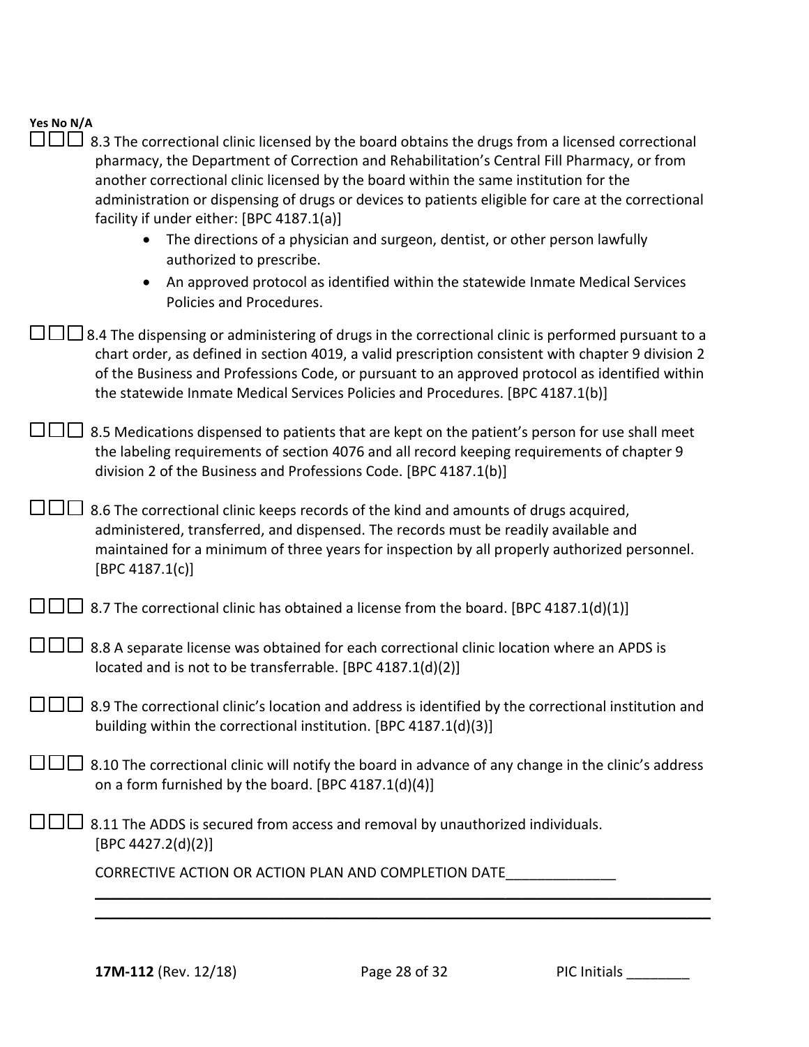**Yes No N/A**

☐☐☐ 8.3 The correctional clinic licensed by the board obtains the drugs from a licensed correctional pharmacy, the Department of Correction and Rehabilitation's Central Fill Pharmacy, or from another correctional clinic licensed by the board within the same institution for the administration or dispensing of drugs or devices to patients eligible for care at the correctional facility if under either: [BPC 4187.1(a)]

- The directions of a physician and surgeon, dentist, or other person lawfully authorized to prescribe.
- An approved protocol as identified within the statewide Inmate Medical Services Policies and Procedures.

☐☐☐ 8.4 The dispensing or administering of drugs in the correctional clinic is performed pursuant to a chart order, as defined in section 4019, a valid prescription consistent with chapter 9 division 2 of the Business and Professions Code, or pursuant to an approved protocol as identified within the statewide Inmate Medical Services Policies and Procedures. [BPC 4187.1(b)]

☐☐☐ 8.5 Medications dispensed to patients that are kept on the patient's person for use shall meet the labeling requirements of section 4076 and all record keeping requirements of chapter 9 division 2 of the Business and Professions Code. [BPC 4187.1(b)]

☐☐☐ 8.6 The correctional clinic keeps records of the kind and amounts of drugs acquired, administered, transferred, and dispensed. The records must be readily available and maintained for a minimum of three years for inspection by all properly authorized personnel. [BPC 4187.1(c)]

☐☐☐ 8.7 The correctional clinic has obtained a license from the board. [BPC 4187.1(d)(1)]

☐☐☐ 8.8 A separate license was obtained for each correctional clinic location where an APDS is located and is not to be transferrable. [BPC 4187.1(d)(2)]

☐☐☐ 8.9 The correctional clinic's location and address is identified by the correctional institution and building within the correctional institution. [BPC 4187.1(d)(3)]

☐☐☐ 8.10 The correctional clinic will notify the board in advance of any change in the clinic's address on a form furnished by the board. [BPC 4187.1(d)(4)]

☐☐☐ 8.11 The ADDS is secured from access and removal by unauthorized individuals. [BPC 4427.2(d)(2)]

CORRECTIVE ACTION OR ACTION PLAN AND COMPLETION DATE______________

______________________________________________________________________

______________________________________________________________________

**17M-112** (Rev. 12/18) PIC Initials ________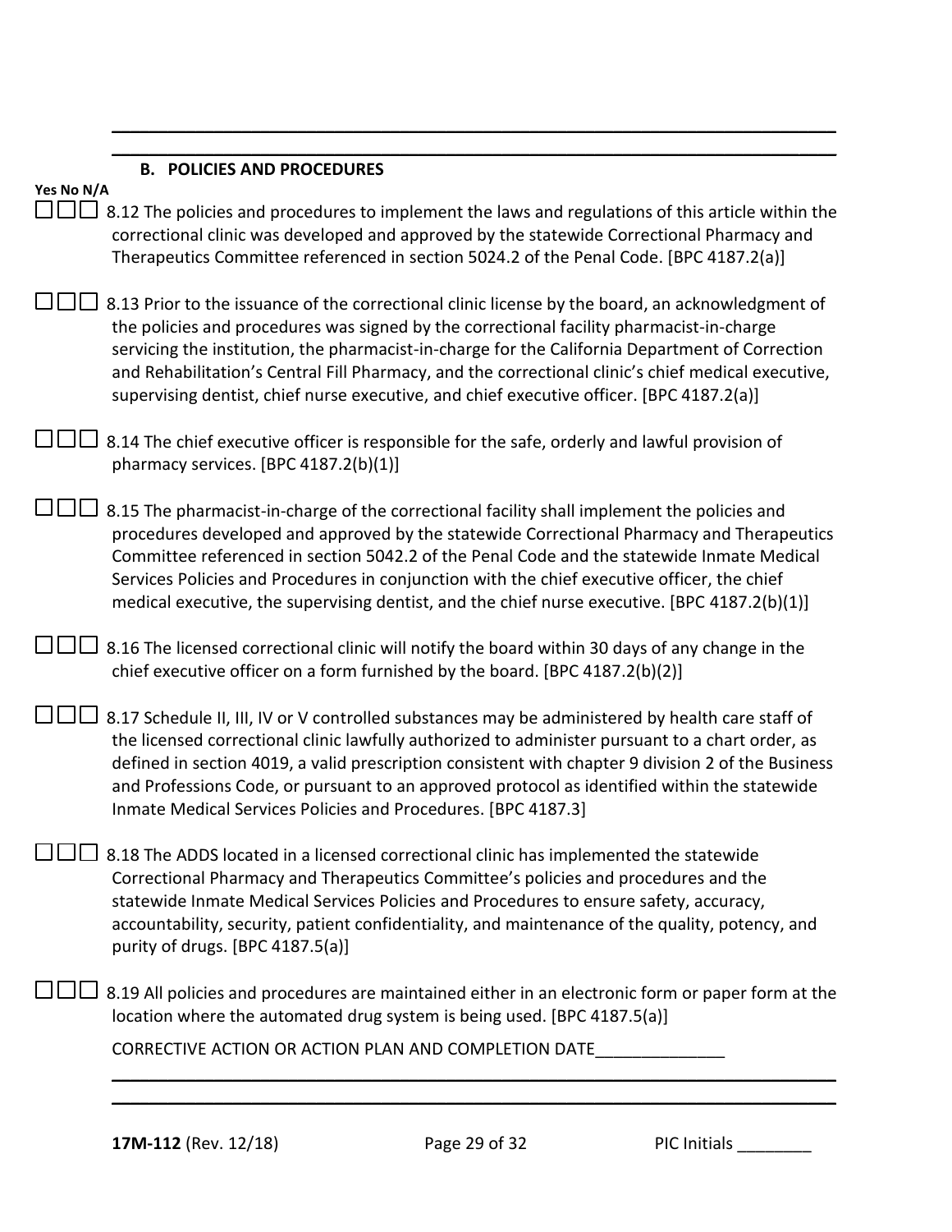### B. POLICIES AND PROCEDURES

Yes No N/A

☐☐☐ 8.12 The policies and procedures to implement the laws and regulations of this article within the correctional clinic was developed and approved by the statewide Correctional Pharmacy and Therapeutics Committee referenced in section 5024.2 of the Penal Code. [BPC 4187.2(a)]

☐☐☐ 8.13 Prior to the issuance of the correctional clinic license by the board, an acknowledgment of the policies and procedures was signed by the correctional facility pharmacist-in-charge servicing the institution, the pharmacist-in-charge for the California Department of Correction and Rehabilitation's Central Fill Pharmacy, and the correctional clinic's chief medical executive, supervising dentist, chief nurse executive, and chief executive officer. [BPC 4187.2(a)]

☐☐☐ 8.14 The chief executive officer is responsible for the safe, orderly and lawful provision of pharmacy services. [BPC 4187.2(b)(1)]

☐☐☐ 8.15 The pharmacist-in-charge of the correctional facility shall implement the policies and procedures developed and approved by the statewide Correctional Pharmacy and Therapeutics Committee referenced in section 5042.2 of the Penal Code and the statewide Inmate Medical Services Policies and Procedures in conjunction with the chief executive officer, the chief medical executive, the supervising dentist, and the chief nurse executive. [BPC 4187.2(b)(1)]

☐☐☐ 8.16 The licensed correctional clinic will notify the board within 30 days of any change in the chief executive officer on a form furnished by the board. [BPC 4187.2(b)(2)]

☐☐☐ 8.17 Schedule II, III, IV or V controlled substances may be administered by health care staff of the licensed correctional clinic lawfully authorized to administer pursuant to a chart order, as defined in section 4019, a valid prescription consistent with chapter 9 division 2 of the Business and Professions Code, or pursuant to an approved protocol as identified within the statewide Inmate Medical Services Policies and Procedures. [BPC 4187.3]

☐☐☐ 8.18 The ADDS located in a licensed correctional clinic has implemented the statewide Correctional Pharmacy and Therapeutics Committee's policies and procedures and the statewide Inmate Medical Services Policies and Procedures to ensure safety, accuracy, accountability, security, patient confidentiality, and maintenance of the quality, potency, and purity of drugs. [BPC 4187.5(a)]

☐☐☐ 8.19 All policies and procedures are maintained either in an electronic form or paper form at the location where the automated drug system is being used. [BPC 4187.5(a)]

CORRECTIVE ACTION OR ACTION PLAN AND COMPLETION DATE______________

______________________________________________________________________

______________________________________________________________________

**17M-112** (Rev. 12/18) PIC Initials ________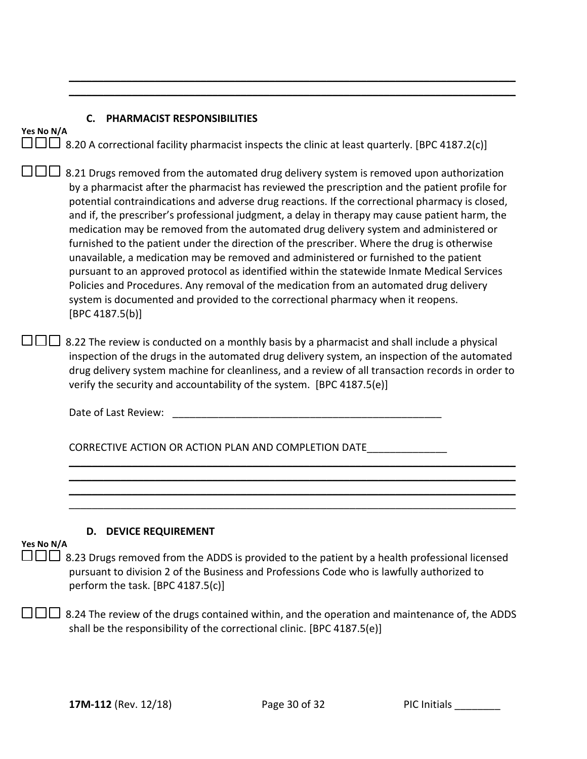______________________________________________________________________

______________________________________________________________________

### C. PHARMACIST RESPONSIBILITIES

Yes No N/A

☐☐☐ 8.20 A correctional facility pharmacist inspects the clinic at least quarterly. [BPC 4187.2(c)]

☐☐☐ 8.21 Drugs removed from the automated drug delivery system is removed upon authorization by a pharmacist after the pharmacist has reviewed the prescription and the patient profile for potential contraindications and adverse drug reactions. If the correctional pharmacy is closed, and if, the prescriber's professional judgment, a delay in therapy may cause patient harm, the medication may be removed from the automated drug delivery system and administered or furnished to the patient under the direction of the prescriber. Where the drug is otherwise unavailable, a medication may be removed and administered or furnished to the patient pursuant to an approved protocol as identified within the statewide Inmate Medical Services Policies and Procedures. Any removal of the medication from an automated drug delivery system is documented and provided to the correctional pharmacy when it reopens. [BPC 4187.5(b)]

☐☐☐ 8.22 The review is conducted on a monthly basis by a pharmacist and shall include a physical inspection of the drugs in the automated drug delivery system, an inspection of the automated drug delivery system machine for cleanliness, and a review of all transaction records in order to verify the security and accountability of the system. [BPC 4187.5(e)]

Date of Last Review: ________________________________________________

CORRECTIVE ACTION OR ACTION PLAN AND COMPLETION DATE______________

______________________________________________________________________

______________________________________________________________________

______________________________________________________________________

______________________________________________________________________

### D. DEVICE REQUIREMENT

Yes No N/A

☐☐☐ 8.23 Drugs removed from the ADDS is provided to the patient by a health professional licensed pursuant to division 2 of the Business and Professions Code who is lawfully authorized to perform the task. [BPC 4187.5(c)]

☐☐☐ 8.24 The review of the drugs contained within, and the operation and maintenance of, the ADDS shall be the responsibility of the correctional clinic. [BPC 4187.5(e)]

**17M-112** (Rev. 12/18) PIC Initials ________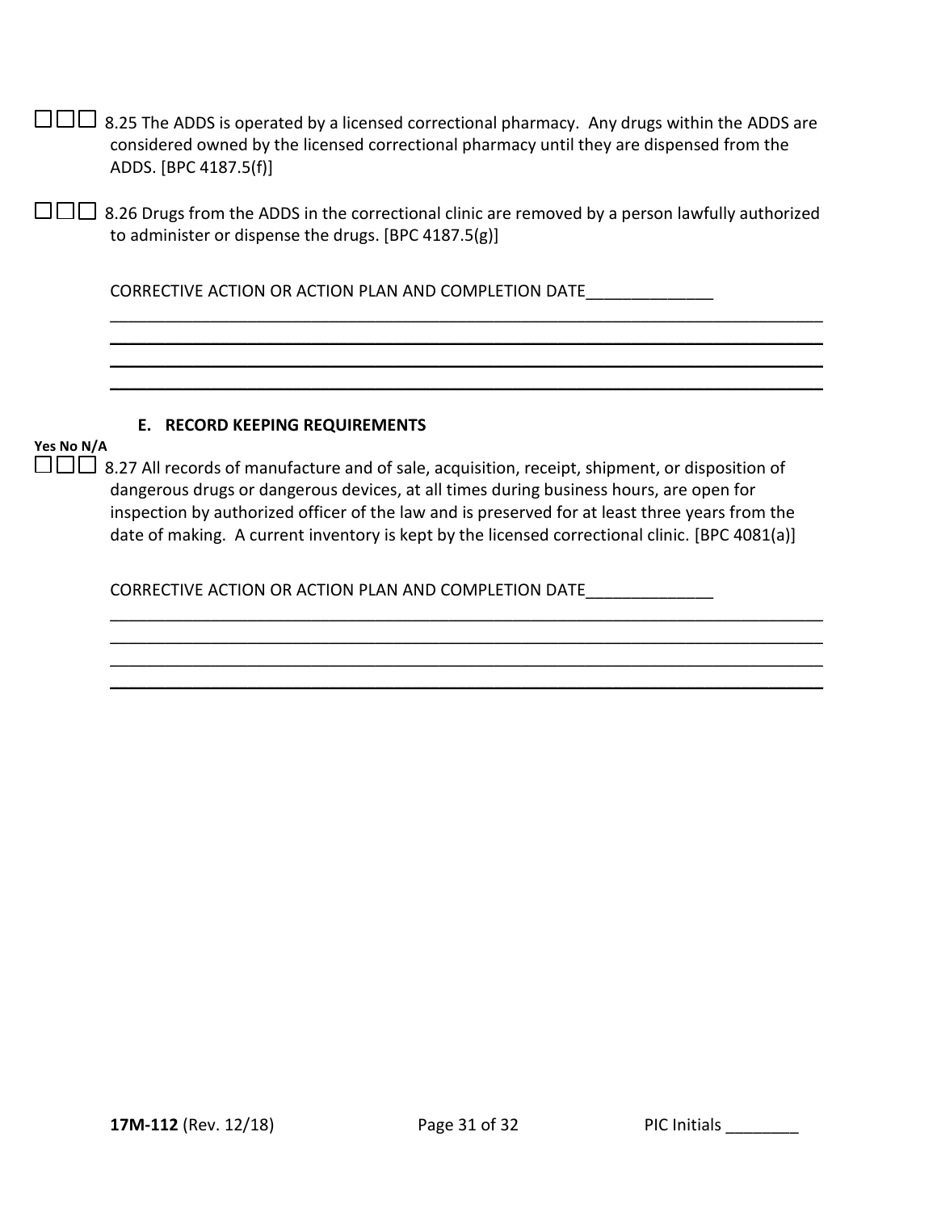☐☐☐ 8.25 The ADDS is operated by a licensed correctional pharmacy. Any drugs within the ADDS are considered owned by the licensed correctional pharmacy until they are dispensed from the ADDS. [BPC 4187.5(f)]

☐☐☐ 8.26 Drugs from the ADDS in the correctional clinic are removed by a person lawfully authorized to administer or dispense the drugs. [BPC 4187.5(g)]

CORRECTIVE ACTION OR ACTION PLAN AND COMPLETION DATE______________

________________________________________________________________________________

________________________________________________________________________________

________________________________________________________________________________

________________________________________________________________________________

### E. RECORD KEEPING REQUIREMENTS

**Yes No N/A**

☐☐☐ 8.27 All records of manufacture and of sale, acquisition, receipt, shipment, or disposition of dangerous drugs or dangerous devices, at all times during business hours, are open for inspection by authorized officer of the law and is preserved for at least three years from the date of making. A current inventory is kept by the licensed correctional clinic. [BPC 4081(a)]

CORRECTIVE ACTION OR ACTION PLAN AND COMPLETION DATE______________

________________________________________________________________________________

________________________________________________________________________________

________________________________________________________________________________

________________________________________________________________________________

**17M-112** (Rev. 12/18) PIC Initials ________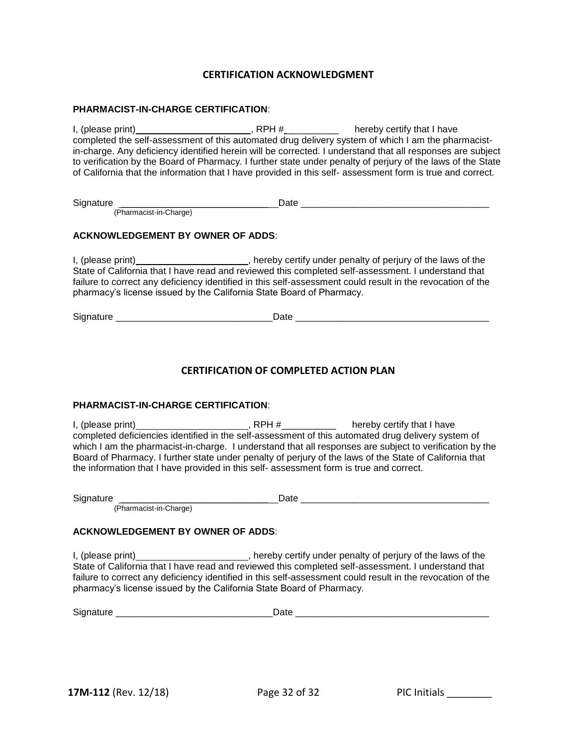## CERTIFICATION ACKNOWLEDGMENT

**PHARMACIST-IN-CHARGE CERTIFICATION**:

I, (please print)______________________, RPH #__________ hereby certify that I have completed the self-assessment of this automated drug delivery system of which I am the pharmacist-in-charge. Any deficiency identified herein will be corrected. I understand that all responses are subject to verification by the Board of Pharmacy. I further state under penalty of perjury of the laws of the State of California that the information that I have provided in this self- assessment form is true and correct.

Signature _____________________________ Date ____________________________________
(Pharmacist-in-Charge)

**ACKNOWLEDGEMENT BY OWNER OF ADDS**:

I, (please print)_____________________, hereby certify under penalty of perjury of the laws of the State of California that I have read and reviewed this completed self-assessment. I understand that failure to correct any deficiency identified in this self-assessment could result in the revocation of the pharmacy's license issued by the California State Board of Pharmacy.

Signature _____________________________ Date ____________________________________

## CERTIFICATION OF COMPLETED ACTION PLAN

**PHARMACIST-IN-CHARGE CERTIFICATION**:

I, (please print)_____________________, RPH #__________ hereby certify that I have completed deficiencies identified in the self-assessment of this automated drug delivery system of which I am the pharmacist-in-charge. I understand that all responses are subject to verification by the Board of Pharmacy. I further state under penalty of perjury of the laws of the State of California that the information that I have provided in this self- assessment form is true and correct.

Signature _____________________________ Date ____________________________________
(Pharmacist-in-Charge)

**ACKNOWLEDGEMENT BY OWNER OF ADDS**:

I, (please print)_____________________, hereby certify under penalty of perjury of the laws of the State of California that I have read and reviewed this completed self-assessment. I understand that failure to correct any deficiency identified in this self-assessment could result in the revocation of the pharmacy's license issued by the California State Board of Pharmacy.

Signature _____________________________ Date ____________________________________